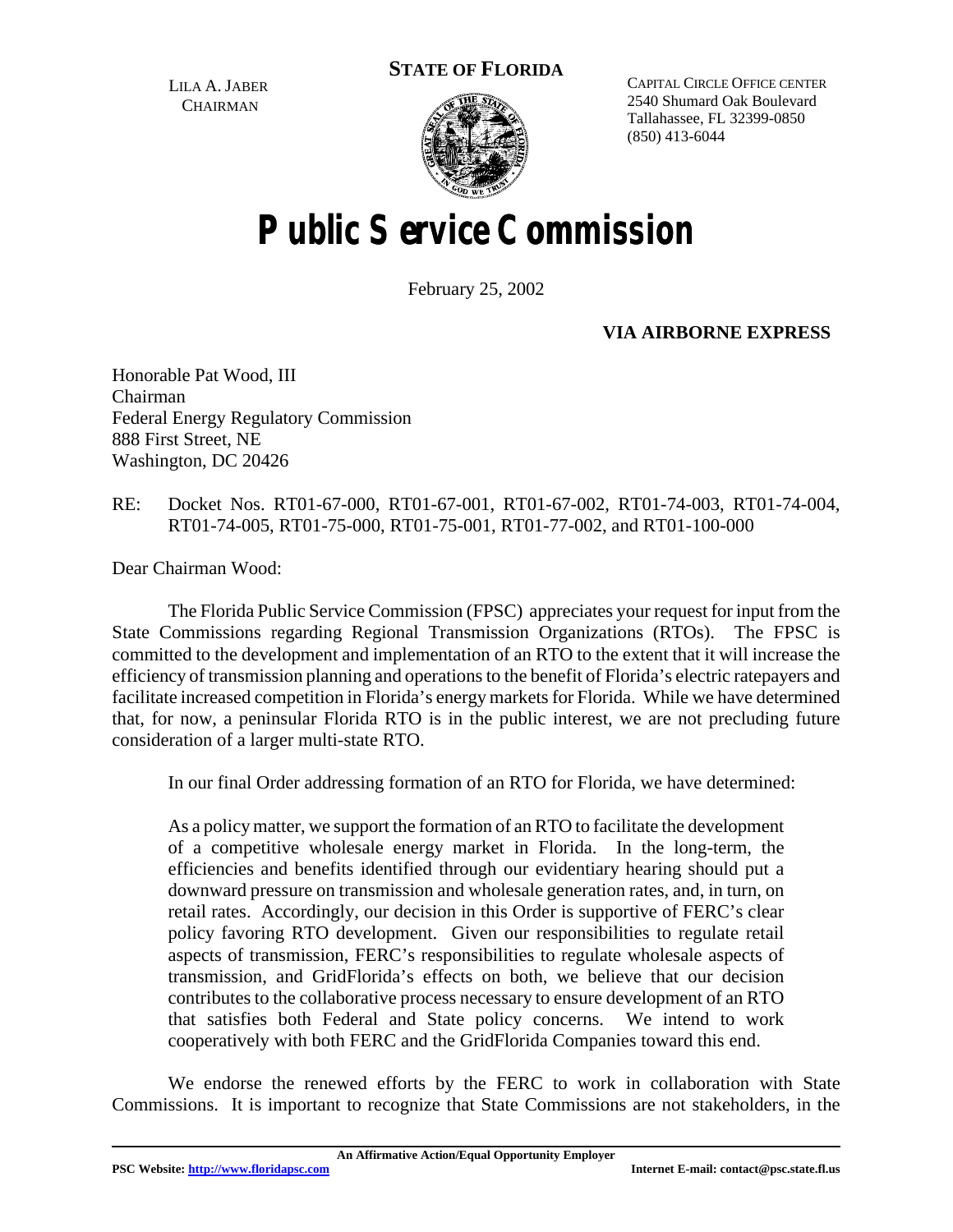LILA A. JABER
CHAIRMAN

**STATE OF FLORIDA**

CAPITAL CIRCLE OFFICE CENTER
2540 Shumard Oak Boulevard
Tallahassee, FL 32399-0850
(850) 413-6044

# Public Service Commission

February 25, 2002

**VIA AIRBORNE EXPRESS**

Honorable Pat Wood, III
Chairman
Federal Energy Regulatory Commission
888 First Street, NE
Washington, DC 20426

RE: Docket Nos. RT01-67-000, RT01-67-001, RT01-67-002, RT01-74-003, RT01-74-004, RT01-74-005, RT01-75-000, RT01-75-001, RT01-77-002, and RT01-100-000

Dear Chairman Wood:

The Florida Public Service Commission (FPSC) appreciates your request for input from the State Commissions regarding Regional Transmission Organizations (RTOs). The FPSC is committed to the development and implementation of an RTO to the extent that it will increase the efficiency of transmission planning and operations to the benefit of Florida's electric ratepayers and facilitate increased competition in Florida's energy markets for Florida. While we have determined that, for now, a peninsular Florida RTO is in the public interest, we are not precluding future consideration of a larger multi-state RTO.

In our final Order addressing formation of an RTO for Florida, we have determined:

> As a policy matter, we support the formation of an RTO to facilitate the development of a competitive wholesale energy market in Florida. In the long-term, the efficiencies and benefits identified through our evidentiary hearing should put a downward pressure on transmission and wholesale generation rates, and, in turn, on retail rates. Accordingly, our decision in this Order is supportive of FERC's clear policy favoring RTO development. Given our responsibilities to regulate retail aspects of transmission, FERC's responsibilities to regulate wholesale aspects of transmission, and GridFlorida's effects on both, we believe that our decision contributes to the collaborative process necessary to ensure development of an RTO that satisfies both Federal and State policy concerns. We intend to work cooperatively with both FERC and the GridFlorida Companies toward this end.

We endorse the renewed efforts by the FERC to work in collaboration with State Commissions. It is important to recognize that State Commissions are not stakeholders, in the

An Affirmative Action/Equal Opportunity Employer

PSC Website: http://www.floridapsc.com Internet E-mail: contact@psc.state.fl.us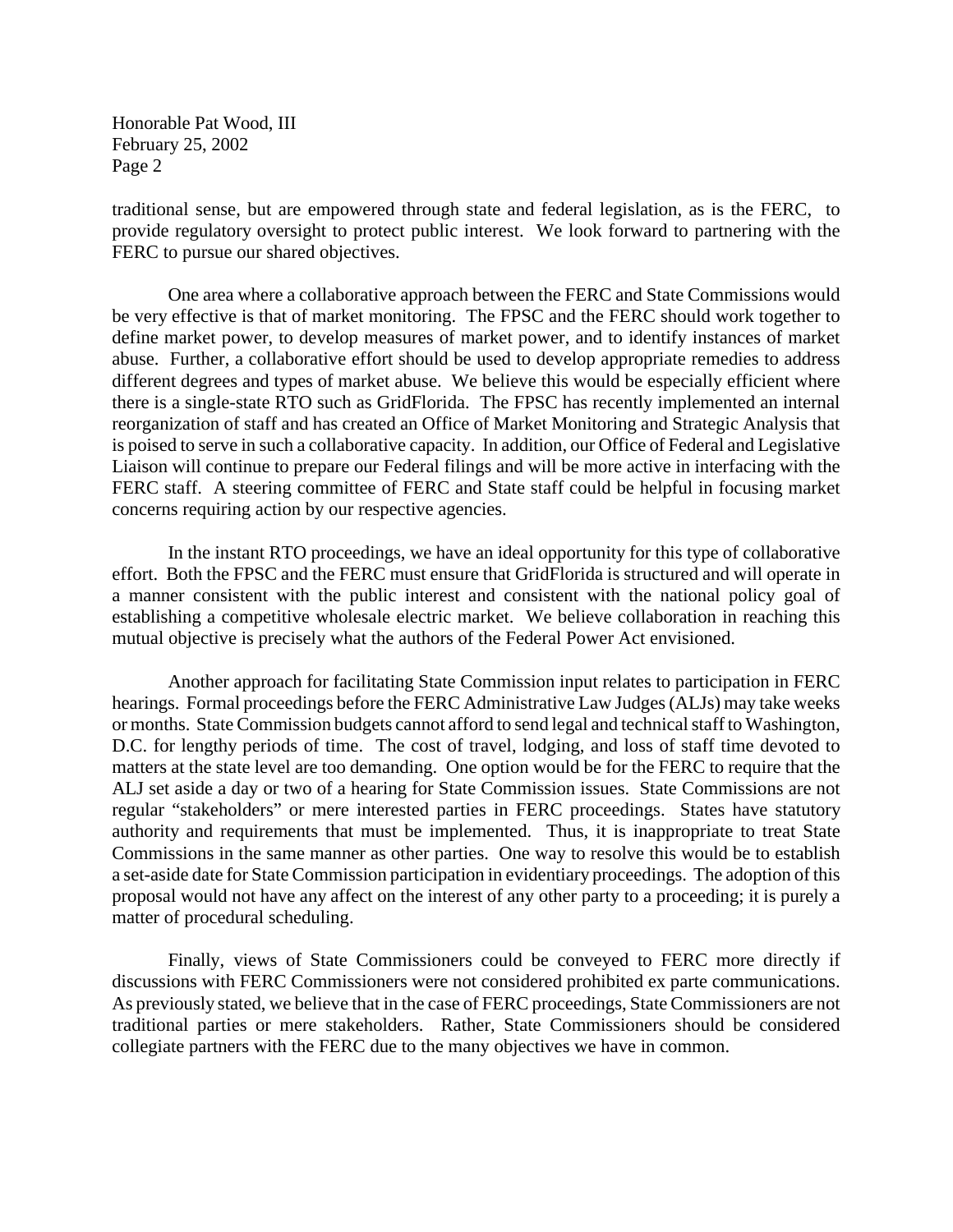traditional sense, but are empowered through state and federal legislation, as is the FERC, to provide regulatory oversight to protect public interest. We look forward to partnering with the FERC to pursue our shared objectives.

One area where a collaborative approach between the FERC and State Commissions would be very effective is that of market monitoring. The FPSC and the FERC should work together to define market power, to develop measures of market power, and to identify instances of market abuse. Further, a collaborative effort should be used to develop appropriate remedies to address different degrees and types of market abuse. We believe this would be especially efficient where there is a single-state RTO such as GridFlorida. The FPSC has recently implemented an internal reorganization of staff and has created an Office of Market Monitoring and Strategic Analysis that is poised to serve in such a collaborative capacity. In addition, our Office of Federal and Legislative Liaison will continue to prepare our Federal filings and will be more active in interfacing with the FERC staff. A steering committee of FERC and State staff could be helpful in focusing market concerns requiring action by our respective agencies.

In the instant RTO proceedings, we have an ideal opportunity for this type of collaborative effort. Both the FPSC and the FERC must ensure that GridFlorida is structured and will operate in a manner consistent with the public interest and consistent with the national policy goal of establishing a competitive wholesale electric market. We believe collaboration in reaching this mutual objective is precisely what the authors of the Federal Power Act envisioned.

Another approach for facilitating State Commission input relates to participation in FERC hearings. Formal proceedings before the FERC Administrative Law Judges (ALJs) may take weeks or months. State Commission budgets cannot afford to send legal and technical staff to Washington, D.C. for lengthy periods of time. The cost of travel, lodging, and loss of staff time devoted to matters at the state level are too demanding. One option would be for the FERC to require that the ALJ set aside a day or two of a hearing for State Commission issues. State Commissions are not regular "stakeholders" or mere interested parties in FERC proceedings. States have statutory authority and requirements that must be implemented. Thus, it is inappropriate to treat State Commissions in the same manner as other parties. One way to resolve this would be to establish a set-aside date for State Commission participation in evidentiary proceedings. The adoption of this proposal would not have any affect on the interest of any other party to a proceeding; it is purely a matter of procedural scheduling.

Finally, views of State Commissioners could be conveyed to FERC more directly if discussions with FERC Commissioners were not considered prohibited ex parte communications. As previously stated, we believe that in the case of FERC proceedings, State Commissioners are not traditional parties or mere stakeholders. Rather, State Commissioners should be considered collegiate partners with the FERC due to the many objectives we have in common.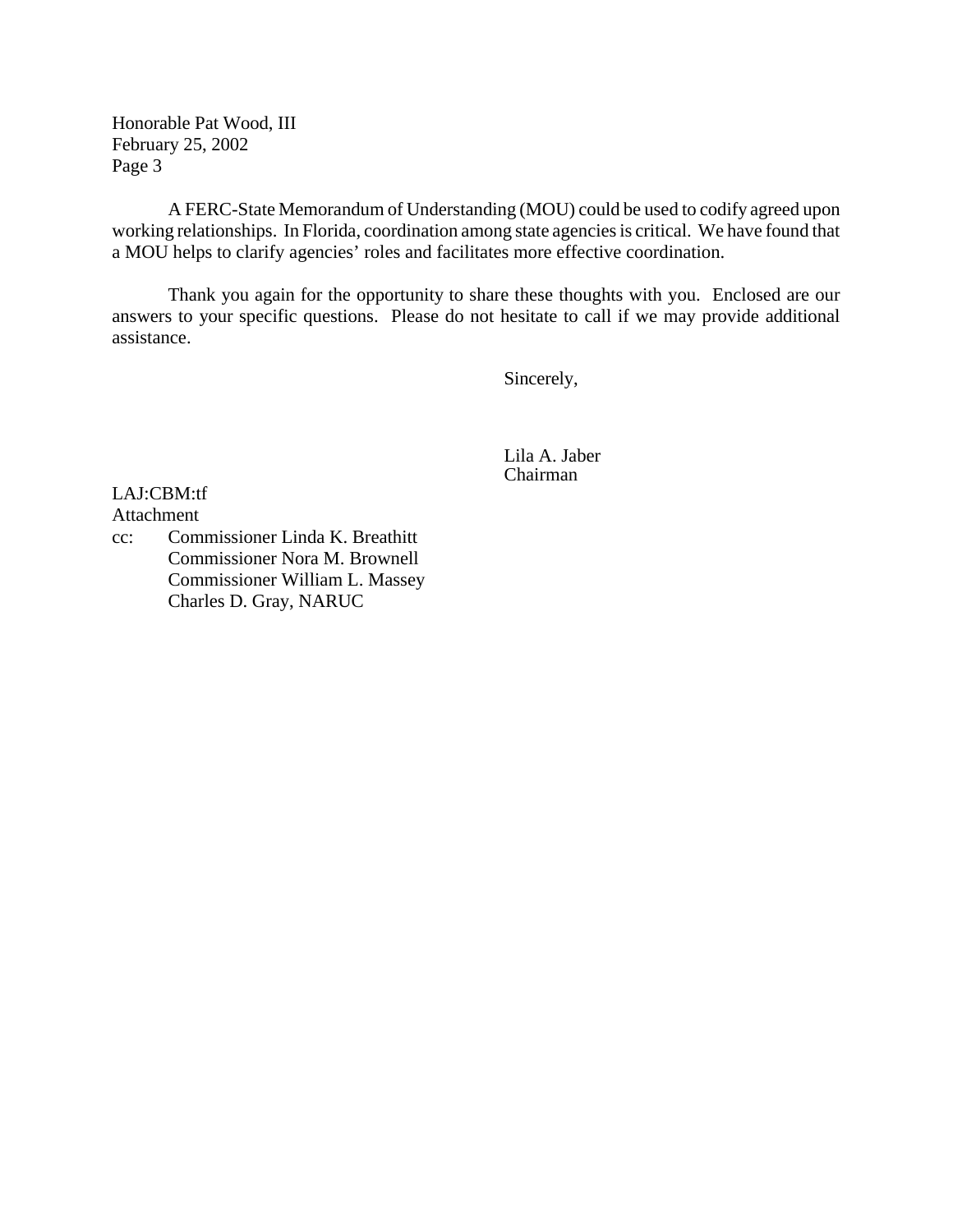A FERC-State Memorandum of Understanding (MOU) could be used to codify agreed upon working relationships. In Florida, coordination among state agencies is critical. We have found that a MOU helps to clarify agencies' roles and facilitates more effective coordination.

Thank you again for the opportunity to share these thoughts with you. Enclosed are our answers to your specific questions. Please do not hesitate to call if we may provide additional assistance.

Sincerely,

Lila A. Jaber
Chairman

LAJ:CBM:tf
Attachment
cc: Commissioner Linda K. Breathitt
Commissioner Nora M. Brownell
Commissioner William L. Massey
Charles D. Gray, NARUC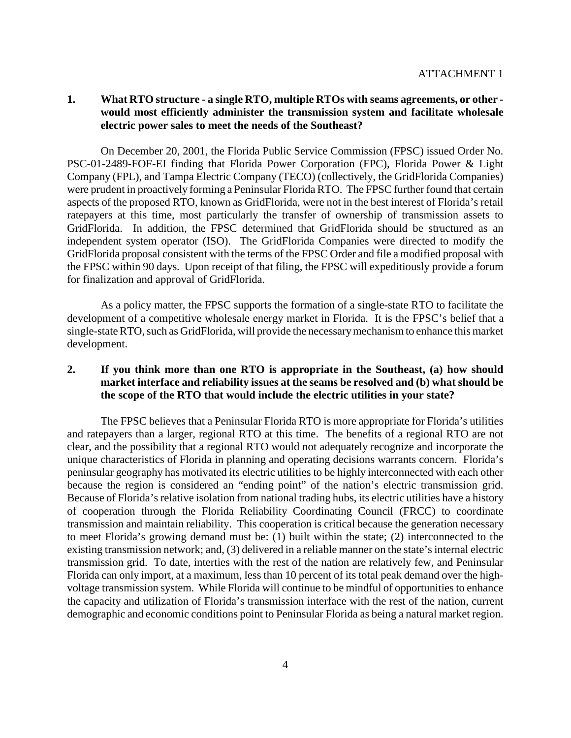ATTACHMENT 1

**1. What RTO structure - a single RTO, multiple RTOs with seams agreements, or other - would most efficiently administer the transmission system and facilitate wholesale electric power sales to meet the needs of the Southeast?**

On December 20, 2001, the Florida Public Service Commission (FPSC) issued Order No. PSC-01-2489-FOF-EI finding that Florida Power Corporation (FPC), Florida Power & Light Company (FPL), and Tampa Electric Company (TECO) (collectively, the GridFlorida Companies) were prudent in proactively forming a Peninsular Florida RTO. The FPSC further found that certain aspects of the proposed RTO, known as GridFlorida, were not in the best interest of Florida's retail ratepayers at this time, most particularly the transfer of ownership of transmission assets to GridFlorida. In addition, the FPSC determined that GridFlorida should be structured as an independent system operator (ISO). The GridFlorida Companies were directed to modify the GridFlorida proposal consistent with the terms of the FPSC Order and file a modified proposal with the FPSC within 90 days. Upon receipt of that filing, the FPSC will expeditiously provide a forum for finalization and approval of GridFlorida.

As a policy matter, the FPSC supports the formation of a single-state RTO to facilitate the development of a competitive wholesale energy market in Florida. It is the FPSC's belief that a single-state RTO, such as GridFlorida, will provide the necessary mechanism to enhance this market development.

**2. If you think more than one RTO is appropriate in the Southeast, (a) how should market interface and reliability issues at the seams be resolved and (b) what should be the scope of the RTO that would include the electric utilities in your state?**

The FPSC believes that a Peninsular Florida RTO is more appropriate for Florida's utilities and ratepayers than a larger, regional RTO at this time. The benefits of a regional RTO are not clear, and the possibility that a regional RTO would not adequately recognize and incorporate the unique characteristics of Florida in planning and operating decisions warrants concern. Florida's peninsular geography has motivated its electric utilities to be highly interconnected with each other because the region is considered an "ending point" of the nation's electric transmission grid. Because of Florida's relative isolation from national trading hubs, its electric utilities have a history of cooperation through the Florida Reliability Coordinating Council (FRCC) to coordinate transmission and maintain reliability. This cooperation is critical because the generation necessary to meet Florida's growing demand must be: (1) built within the state; (2) interconnected to the existing transmission network; and, (3) delivered in a reliable manner on the state's internal electric transmission grid. To date, interties with the rest of the nation are relatively few, and Peninsular Florida can only import, at a maximum, less than 10 percent of its total peak demand over the high-voltage transmission system. While Florida will continue to be mindful of opportunities to enhance the capacity and utilization of Florida's transmission interface with the rest of the nation, current demographic and economic conditions point to Peninsular Florida as being a natural market region.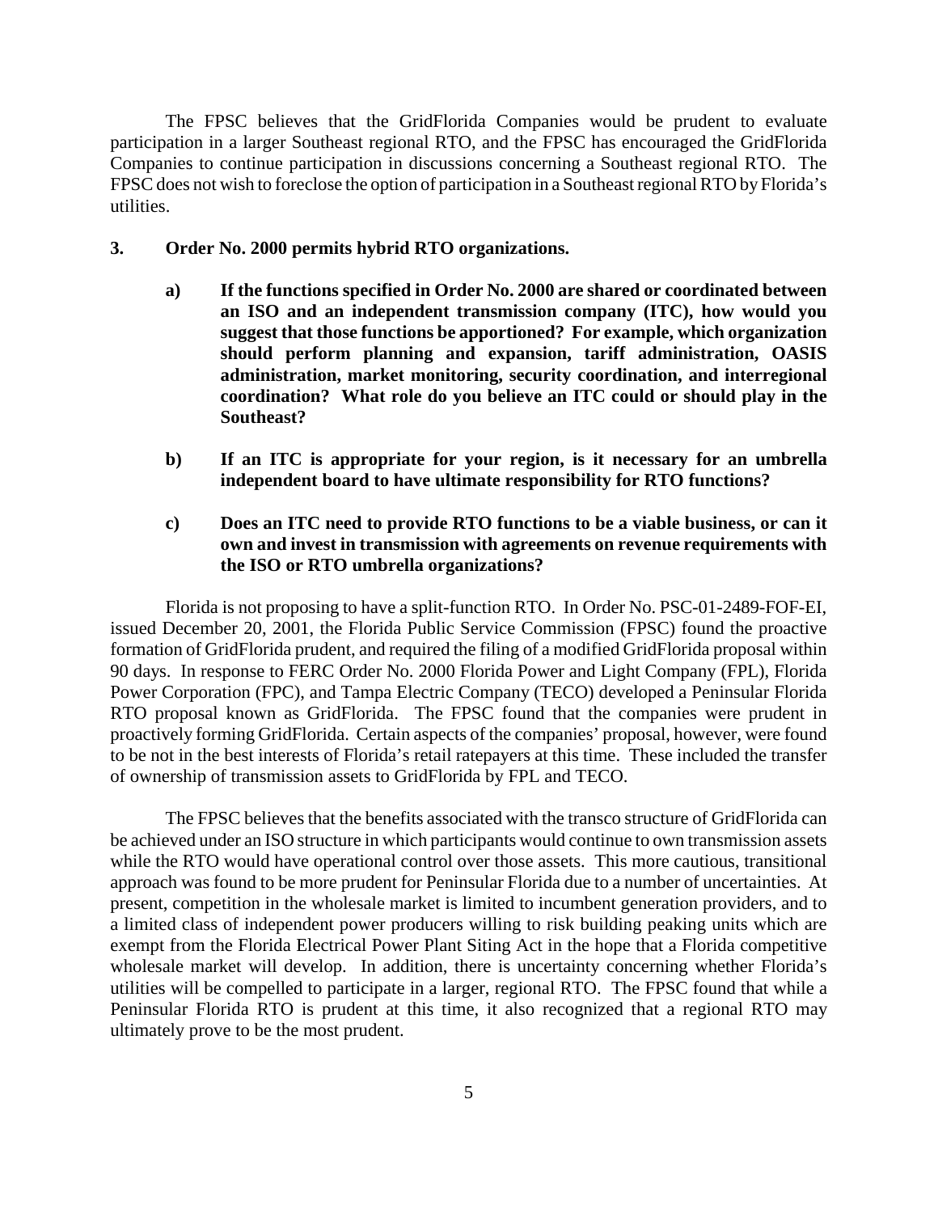The FPSC believes that the GridFlorida Companies would be prudent to evaluate participation in a larger Southeast regional RTO, and the FPSC has encouraged the GridFlorida Companies to continue participation in discussions concerning a Southeast regional RTO. The FPSC does not wish to foreclose the option of participation in a Southeast regional RTO by Florida's utilities.

**3. Order No. 2000 permits hybrid RTO organizations.**

**a) If the functions specified in Order No. 2000 are shared or coordinated between an ISO and an independent transmission company (ITC), how would you suggest that those functions be apportioned? For example, which organization should perform planning and expansion, tariff administration, OASIS administration, market monitoring, security coordination, and interregional coordination? What role do you believe an ITC could or should play in the Southeast?**

**b) If an ITC is appropriate for your region, is it necessary for an umbrella independent board to have ultimate responsibility for RTO functions?**

**c) Does an ITC need to provide RTO functions to be a viable business, or can it own and invest in transmission with agreements on revenue requirements with the ISO or RTO umbrella organizations?**

Florida is not proposing to have a split-function RTO. In Order No. PSC-01-2489-FOF-EI, issued December 20, 2001, the Florida Public Service Commission (FPSC) found the proactive formation of GridFlorida prudent, and required the filing of a modified GridFlorida proposal within 90 days. In response to FERC Order No. 2000 Florida Power and Light Company (FPL), Florida Power Corporation (FPC), and Tampa Electric Company (TECO) developed a Peninsular Florida RTO proposal known as GridFlorida. The FPSC found that the companies were prudent in proactively forming GridFlorida. Certain aspects of the companies' proposal, however, were found to be not in the best interests of Florida's retail ratepayers at this time. These included the transfer of ownership of transmission assets to GridFlorida by FPL and TECO.

The FPSC believes that the benefits associated with the transco structure of GridFlorida can be achieved under an ISO structure in which participants would continue to own transmission assets while the RTO would have operational control over those assets. This more cautious, transitional approach was found to be more prudent for Peninsular Florida due to a number of uncertainties. At present, competition in the wholesale market is limited to incumbent generation providers, and to a limited class of independent power producers willing to risk building peaking units which are exempt from the Florida Electrical Power Plant Siting Act in the hope that a Florida competitive wholesale market will develop. In addition, there is uncertainty concerning whether Florida's utilities will be compelled to participate in a larger, regional RTO. The FPSC found that while a Peninsular Florida RTO is prudent at this time, it also recognized that a regional RTO may ultimately prove to be the most prudent.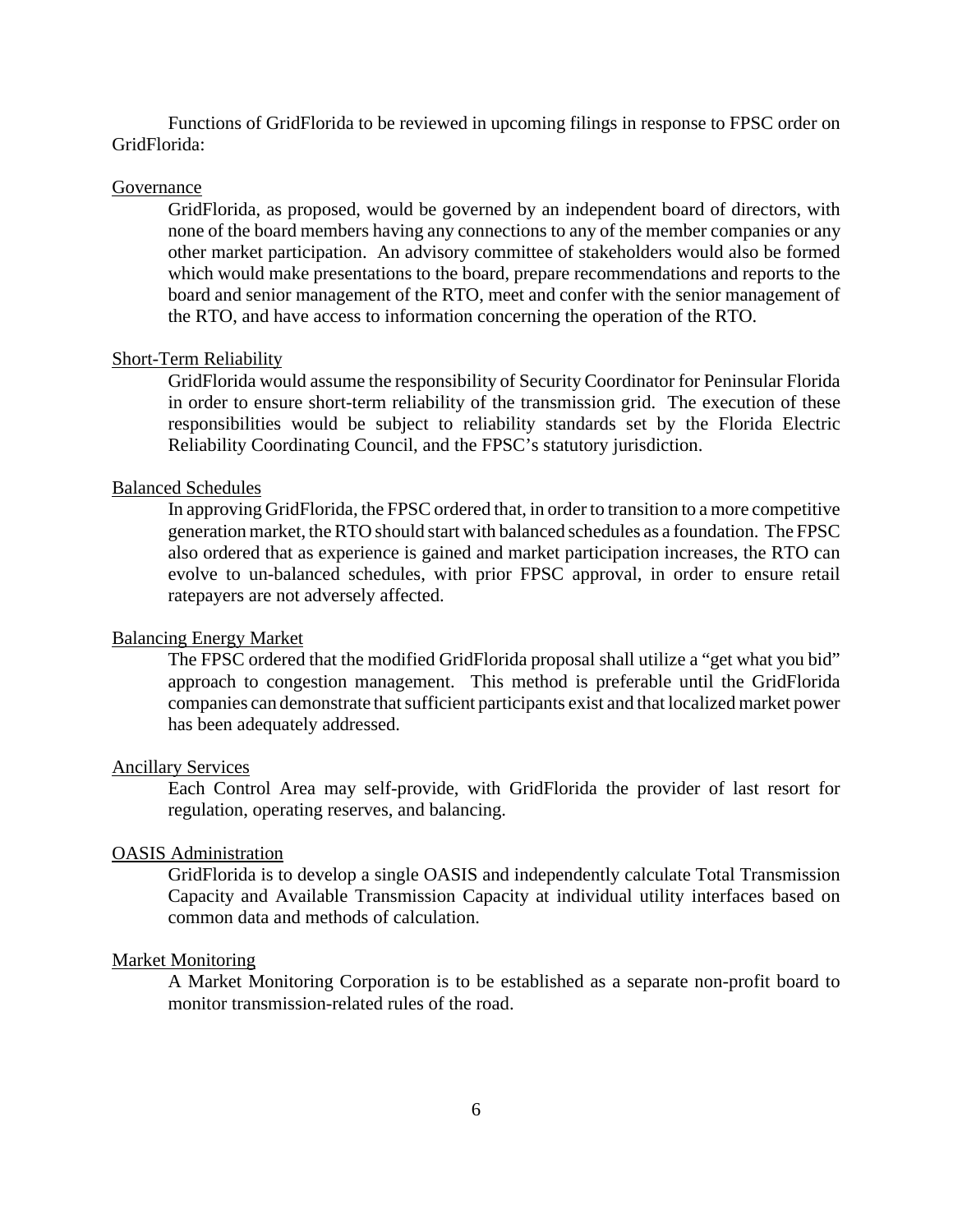Functions of GridFlorida to be reviewed in upcoming filings in response to FPSC order on GridFlorida:

Governance

GridFlorida, as proposed, would be governed by an independent board of directors, with none of the board members having any connections to any of the member companies or any other market participation. An advisory committee of stakeholders would also be formed which would make presentations to the board, prepare recommendations and reports to the board and senior management of the RTO, meet and confer with the senior management of the RTO, and have access to information concerning the operation of the RTO.

Short-Term Reliability

GridFlorida would assume the responsibility of Security Coordinator for Peninsular Florida in order to ensure short-term reliability of the transmission grid. The execution of these responsibilities would be subject to reliability standards set by the Florida Electric Reliability Coordinating Council, and the FPSC's statutory jurisdiction.

Balanced Schedules

In approving GridFlorida, the FPSC ordered that, in order to transition to a more competitive generation market, the RTO should start with balanced schedules as a foundation. The FPSC also ordered that as experience is gained and market participation increases, the RTO can evolve to un-balanced schedules, with prior FPSC approval, in order to ensure retail ratepayers are not adversely affected.

Balancing Energy Market

The FPSC ordered that the modified GridFlorida proposal shall utilize a "get what you bid" approach to congestion management. This method is preferable until the GridFlorida companies can demonstrate that sufficient participants exist and that localized market power has been adequately addressed.

Ancillary Services

Each Control Area may self-provide, with GridFlorida the provider of last resort for regulation, operating reserves, and balancing.

OASIS Administration

GridFlorida is to develop a single OASIS and independently calculate Total Transmission Capacity and Available Transmission Capacity at individual utility interfaces based on common data and methods of calculation.

Market Monitoring

A Market Monitoring Corporation is to be established as a separate non-profit board to monitor transmission-related rules of the road.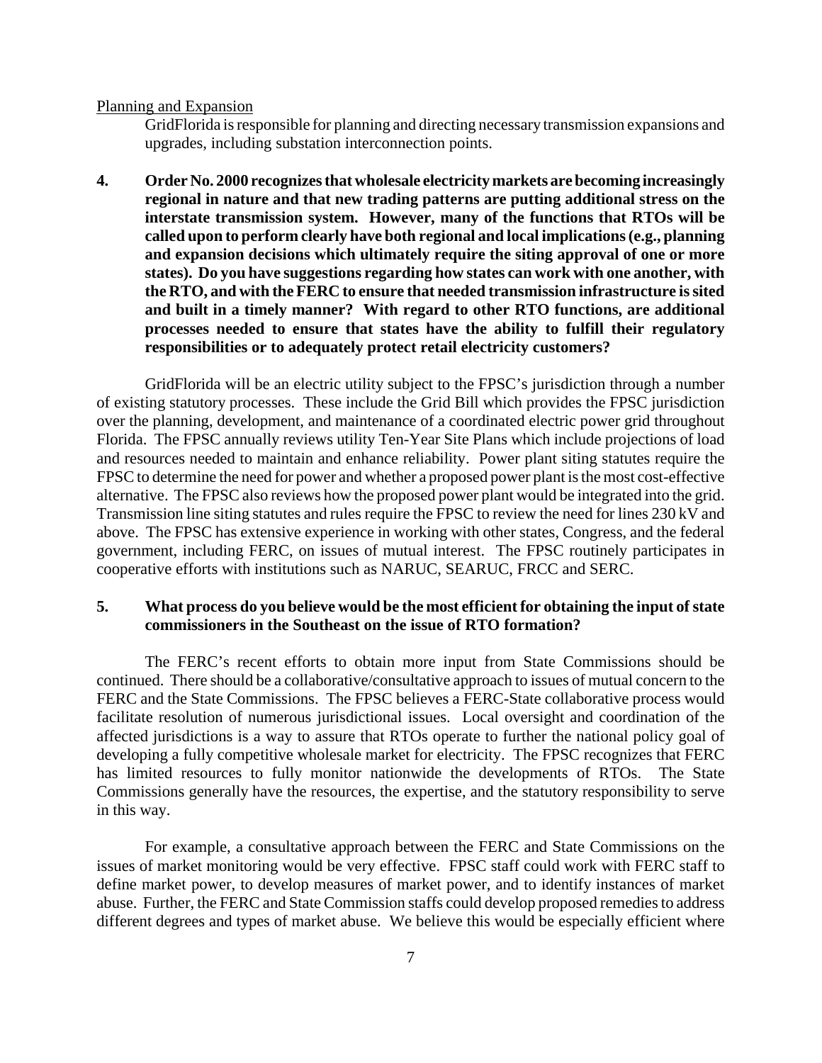Planning and Expansion

GridFlorida is responsible for planning and directing necessary transmission expansions and upgrades, including substation interconnection points.

**4. Order No. 2000 recognizes that wholesale electricity markets are becoming increasingly regional in nature and that new trading patterns are putting additional stress on the interstate transmission system. However, many of the functions that RTOs will be called upon to perform clearly have both regional and local implications (e.g., planning and expansion decisions which ultimately require the siting approval of one or more states). Do you have suggestions regarding how states can work with one another, with the RTO, and with the FERC to ensure that needed transmission infrastructure is sited and built in a timely manner? With regard to other RTO functions, are additional processes needed to ensure that states have the ability to fulfill their regulatory responsibilities or to adequately protect retail electricity customers?**

GridFlorida will be an electric utility subject to the FPSC's jurisdiction through a number of existing statutory processes. These include the Grid Bill which provides the FPSC jurisdiction over the planning, development, and maintenance of a coordinated electric power grid throughout Florida. The FPSC annually reviews utility Ten-Year Site Plans which include projections of load and resources needed to maintain and enhance reliability. Power plant siting statutes require the FPSC to determine the need for power and whether a proposed power plant is the most cost-effective alternative. The FPSC also reviews how the proposed power plant would be integrated into the grid. Transmission line siting statutes and rules require the FPSC to review the need for lines 230 kV and above. The FPSC has extensive experience in working with other states, Congress, and the federal government, including FERC, on issues of mutual interest. The FPSC routinely participates in cooperative efforts with institutions such as NARUC, SEARUC, FRCC and SERC.

**5. What process do you believe would be the most efficient for obtaining the input of state commissioners in the Southeast on the issue of RTO formation?**

The FERC's recent efforts to obtain more input from State Commissions should be continued. There should be a collaborative/consultative approach to issues of mutual concern to the FERC and the State Commissions. The FPSC believes a FERC-State collaborative process would facilitate resolution of numerous jurisdictional issues. Local oversight and coordination of the affected jurisdictions is a way to assure that RTOs operate to further the national policy goal of developing a fully competitive wholesale market for electricity. The FPSC recognizes that FERC has limited resources to fully monitor nationwide the developments of RTOs. The State Commissions generally have the resources, the expertise, and the statutory responsibility to serve in this way.

For example, a consultative approach between the FERC and State Commissions on the issues of market monitoring would be very effective. FPSC staff could work with FERC staff to define market power, to develop measures of market power, and to identify instances of market abuse. Further, the FERC and State Commission staffs could develop proposed remedies to address different degrees and types of market abuse. We believe this would be especially efficient where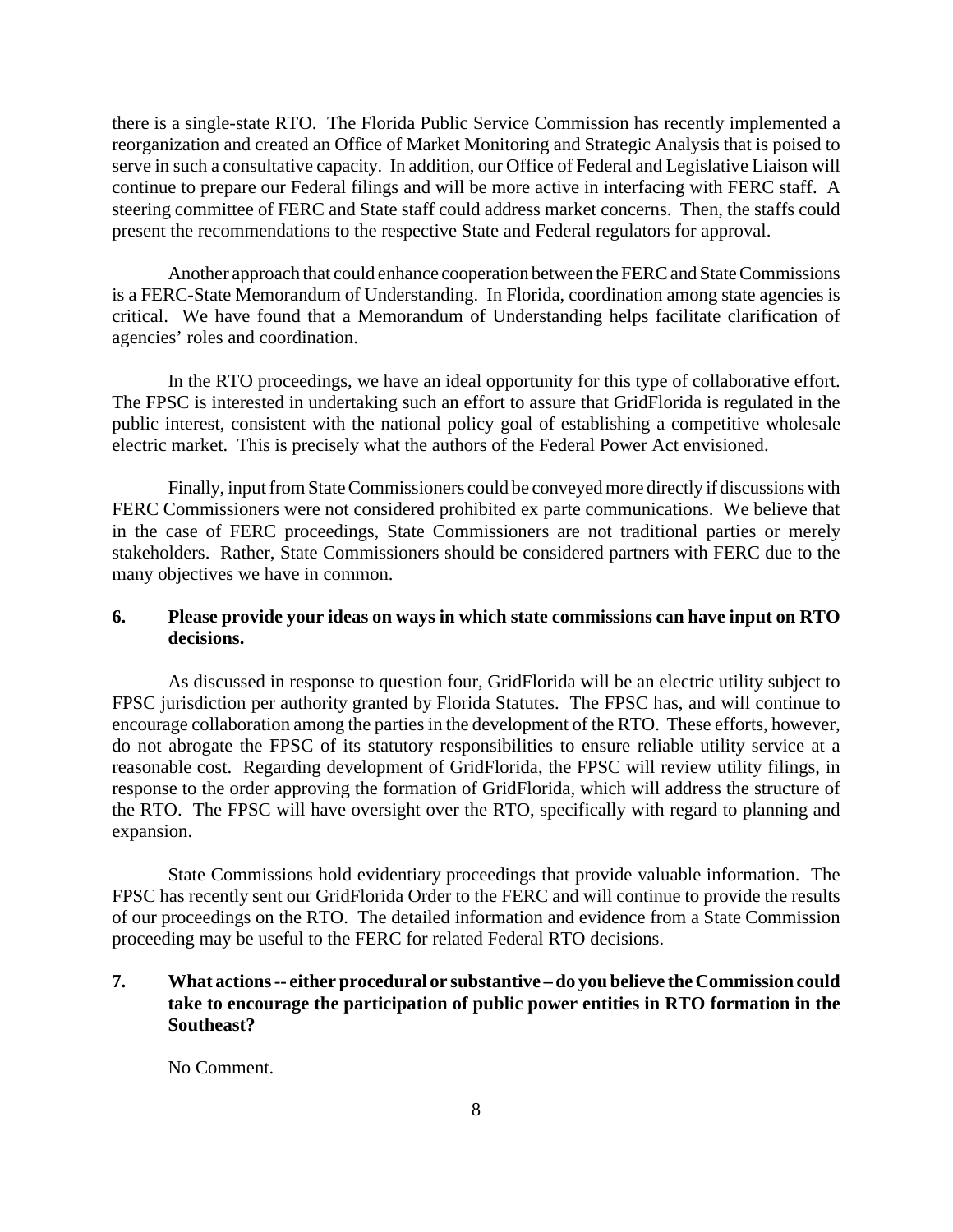there is a single-state RTO. The Florida Public Service Commission has recently implemented a reorganization and created an Office of Market Monitoring and Strategic Analysis that is poised to serve in such a consultative capacity. In addition, our Office of Federal and Legislative Liaison will continue to prepare our Federal filings and will be more active in interfacing with FERC staff. A steering committee of FERC and State staff could address market concerns. Then, the staffs could present the recommendations to the respective State and Federal regulators for approval.

Another approach that could enhance cooperation between the FERC and State Commissions is a FERC-State Memorandum of Understanding. In Florida, coordination among state agencies is critical. We have found that a Memorandum of Understanding helps facilitate clarification of agencies' roles and coordination.

In the RTO proceedings, we have an ideal opportunity for this type of collaborative effort. The FPSC is interested in undertaking such an effort to assure that GridFlorida is regulated in the public interest, consistent with the national policy goal of establishing a competitive wholesale electric market. This is precisely what the authors of the Federal Power Act envisioned.

Finally, input from State Commissioners could be conveyed more directly if discussions with FERC Commissioners were not considered prohibited ex parte communications. We believe that in the case of FERC proceedings, State Commissioners are not traditional parties or merely stakeholders. Rather, State Commissioners should be considered partners with FERC due to the many objectives we have in common.

**6. Please provide your ideas on ways in which state commissions can have input on RTO decisions.**

As discussed in response to question four, GridFlorida will be an electric utility subject to FPSC jurisdiction per authority granted by Florida Statutes. The FPSC has, and will continue to encourage collaboration among the parties in the development of the RTO. These efforts, however, do not abrogate the FPSC of its statutory responsibilities to ensure reliable utility service at a reasonable cost. Regarding development of GridFlorida, the FPSC will review utility filings, in response to the order approving the formation of GridFlorida, which will address the structure of the RTO. The FPSC will have oversight over the RTO, specifically with regard to planning and expansion.

State Commissions hold evidentiary proceedings that provide valuable information. The FPSC has recently sent our GridFlorida Order to the FERC and will continue to provide the results of our proceedings on the RTO. The detailed information and evidence from a State Commission proceeding may be useful to the FERC for related Federal RTO decisions.

**7. What actions -- either procedural or substantive – do you believe the Commission could take to encourage the participation of public power entities in RTO formation in the Southeast?**

No Comment.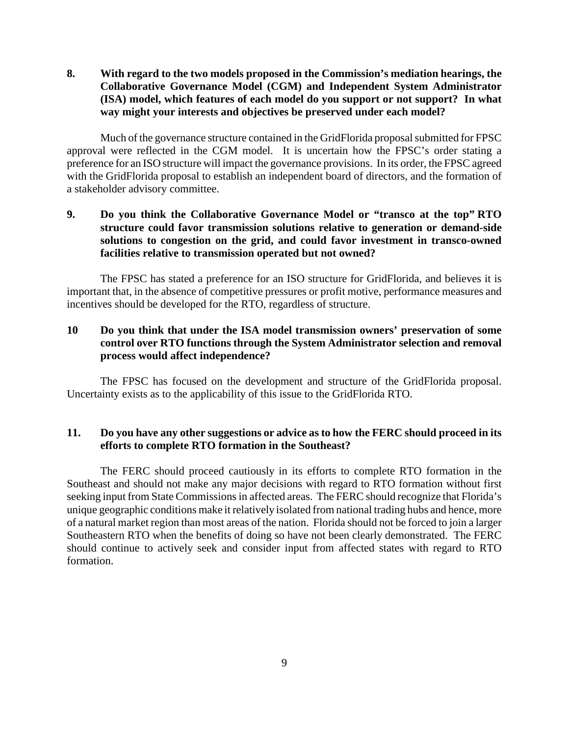**8. With regard to the two models proposed in the Commission's mediation hearings, the Collaborative Governance Model (CGM) and Independent System Administrator (ISA) model, which features of each model do you support or not support? In what way might your interests and objectives be preserved under each model?**

Much of the governance structure contained in the GridFlorida proposal submitted for FPSC approval were reflected in the CGM model. It is uncertain how the FPSC's order stating a preference for an ISO structure will impact the governance provisions. In its order, the FPSC agreed with the GridFlorida proposal to establish an independent board of directors, and the formation of a stakeholder advisory committee.

**9. Do you think the Collaborative Governance Model or "transco at the top" RTO structure could favor transmission solutions relative to generation or demand-side solutions to congestion on the grid, and could favor investment in transco-owned facilities relative to transmission operated but not owned?**

The FPSC has stated a preference for an ISO structure for GridFlorida, and believes it is important that, in the absence of competitive pressures or profit motive, performance measures and incentives should be developed for the RTO, regardless of structure.

**10 Do you think that under the ISA model transmission owners' preservation of some control over RTO functions through the System Administrator selection and removal process would affect independence?**

The FPSC has focused on the development and structure of the GridFlorida proposal. Uncertainty exists as to the applicability of this issue to the GridFlorida RTO.

**11. Do you have any other suggestions or advice as to how the FERC should proceed in its efforts to complete RTO formation in the Southeast?**

The FERC should proceed cautiously in its efforts to complete RTO formation in the Southeast and should not make any major decisions with regard to RTO formation without first seeking input from State Commissions in affected areas. The FERC should recognize that Florida's unique geographic conditions make it relatively isolated from national trading hubs and hence, more of a natural market region than most areas of the nation. Florida should not be forced to join a larger Southeastern RTO when the benefits of doing so have not been clearly demonstrated. The FERC should continue to actively seek and consider input from affected states with regard to RTO formation.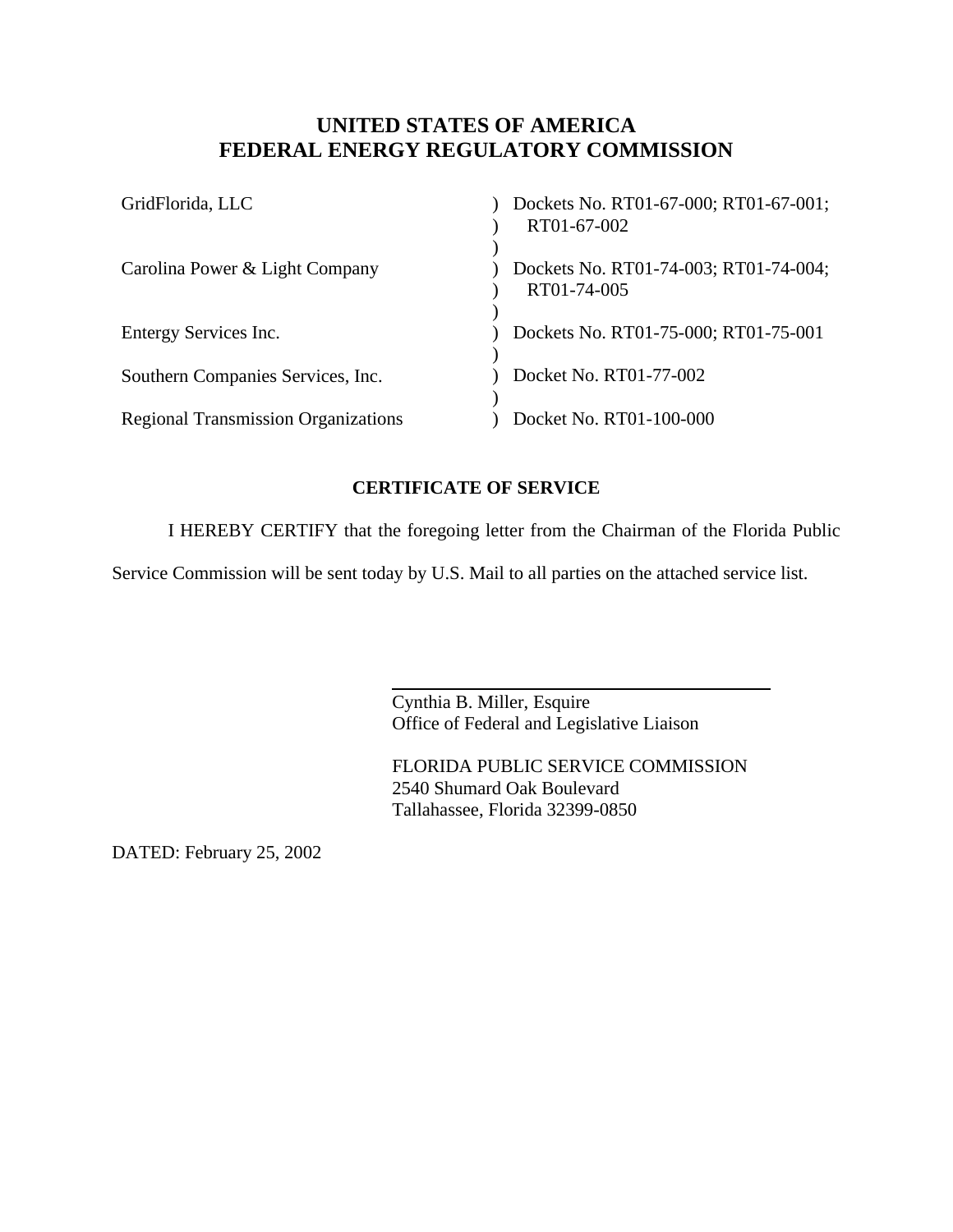# UNITED STATES OF AMERICA
# FEDERAL ENERGY REGULATORY COMMISSION

| | | |
|---|---|---|
| GridFlorida, LLC | ) | Dockets No. RT01-67-000; RT01-67-001; RT01-67-002 |
| Carolina Power & Light Company | ) | Dockets No. RT01-74-003; RT01-74-004; RT01-74-005 |
| Entergy Services Inc. | ) | Dockets No. RT01-75-000; RT01-75-001 |
| Southern Companies Services, Inc. | ) | Docket No. RT01-77-002 |
| Regional Transmission Organizations | ) | Docket No. RT01-100-000 |

## CERTIFICATE OF SERVICE

I HEREBY CERTIFY that the foregoing letter from the Chairman of the Florida Public Service Commission will be sent today by U.S. Mail to all parties on the attached service list.

Cynthia B. Miller, Esquire
Office of Federal and Legislative Liaison

FLORIDA PUBLIC SERVICE COMMISSION
2540 Shumard Oak Boulevard
Tallahassee, Florida 32399-0850

DATED: February 25, 2002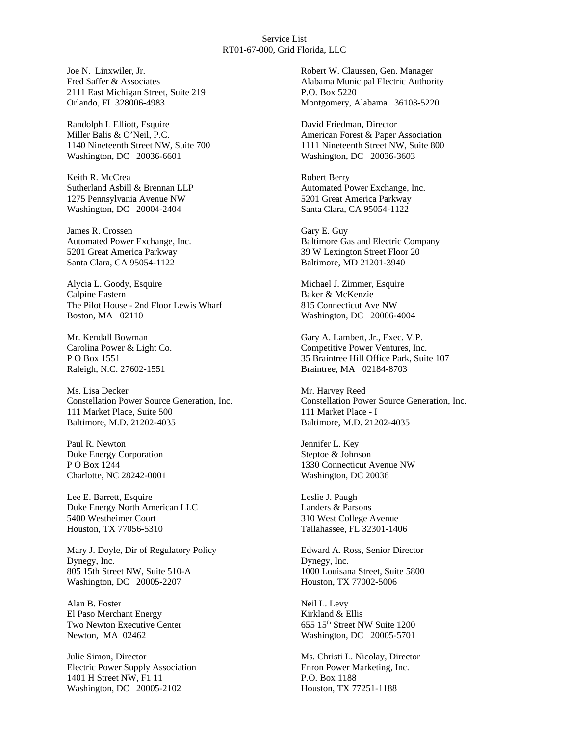Service List
RT01-67-000, Grid Florida, LLC

Joe N. Linxwiler, Jr.
Fred Saffer & Associates
2111 East Michigan Street, Suite 219
Orlando, FL 328006-4983

Randolph L Elliott, Esquire
Miller Balis & O'Neil, P.C.
1140 Nineteenth Street NW, Suite 700
Washington, DC 20036-6601

Keith R. McCrea
Sutherland Asbill & Brennan LLP
1275 Pennsylvania Avenue NW
Washington, DC 20004-2404

James R. Crossen
Automated Power Exchange, Inc.
5201 Great America Parkway
Santa Clara, CA 95054-1122

Alycia L. Goody, Esquire
Calpine Eastern
The Pilot House - 2nd Floor Lewis Wharf
Boston, MA 02110

Mr. Kendall Bowman
Carolina Power & Light Co.
P O Box 1551
Raleigh, N.C. 27602-1551

Ms. Lisa Decker
Constellation Power Source Generation, Inc.
111 Market Place, Suite 500
Baltimore, M.D. 21202-4035

Paul R. Newton
Duke Energy Corporation
P O Box 1244
Charlotte, NC 28242-0001

Lee E. Barrett, Esquire
Duke Energy North American LLC
5400 Westheimer Court
Houston, TX 77056-5310

Mary J. Doyle, Dir of Regulatory Policy
Dynegy, Inc.
805 15th Street NW, Suite 510-A
Washington, DC 20005-2207

Alan B. Foster
El Paso Merchant Energy
Two Newton Executive Center
Newton, MA 02462

Julie Simon, Director
Electric Power Supply Association
1401 H Street NW, F1 11
Washington, DC 20005-2102

Robert W. Claussen, Gen. Manager
Alabama Municipal Electric Authority
P.O. Box 5220
Montgomery, Alabama 36103-5220

David Friedman, Director
American Forest & Paper Association
1111 Nineteenth Street NW, Suite 800
Washington, DC 20036-3603

Robert Berry
Automated Power Exchange, Inc.
5201 Great America Parkway
Santa Clara, CA 95054-1122

Gary E. Guy
Baltimore Gas and Electric Company
39 W Lexington Street Floor 20
Baltimore, MD 21201-3940

Michael J. Zimmer, Esquire
Baker & McKenzie
815 Connecticut Ave NW
Washington, DC 20006-4004

Gary A. Lambert, Jr., Exec. V.P.
Competitive Power Ventures, Inc.
35 Braintree Hill Office Park, Suite 107
Braintree, MA 02184-8703

Mr. Harvey Reed
Constellation Power Source Generation, Inc.
111 Market Place - I
Baltimore, M.D. 21202-4035

Jennifer L. Key
Steptoe & Johnson
1330 Connecticut Avenue NW
Washington, DC 20036

Leslie J. Paugh
Landers & Parsons
310 West College Avenue
Tallahassee, FL 32301-1406

Edward A. Ross, Senior Director
Dynegy, Inc.
1000 Louisana Street, Suite 5800
Houston, TX 77002-5006

Neil L. Levy
Kirkland & Ellis
655 15th Street NW Suite 1200
Washington, DC 20005-5701

Ms. Christi L. Nicolay, Director
Enron Power Marketing, Inc.
P.O. Box 1188
Houston, TX 77251-1188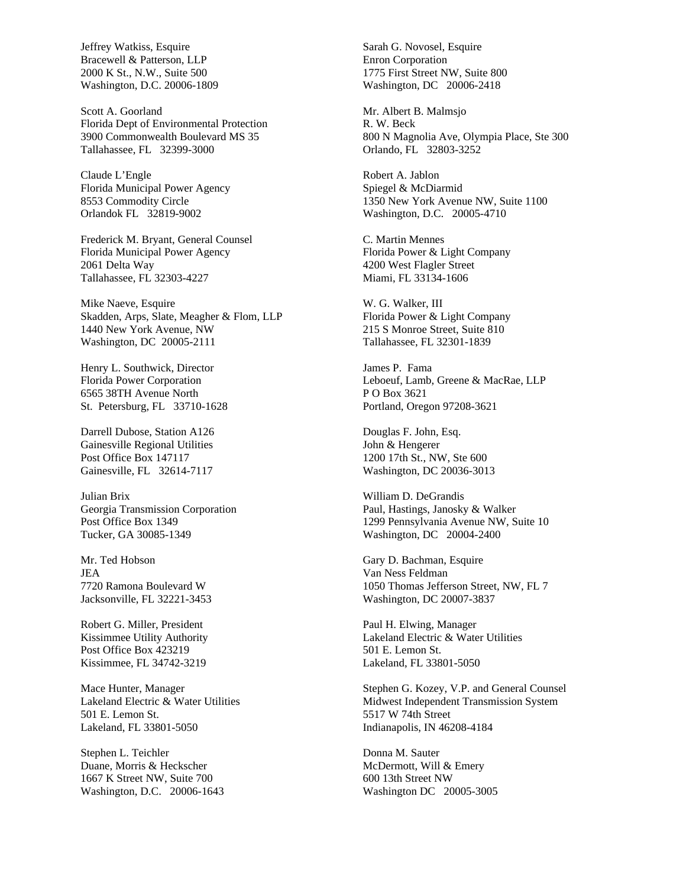Jeffrey Watkiss, Esquire
Bracewell & Patterson, LLP
2000 K St., N.W., Suite 500
Washington, D.C. 20006-1809

Scott A. Goorland
Florida Dept of Environmental Protection
3900 Commonwealth Boulevard MS 35
Tallahassee, FL 32399-3000

Claude L'Engle
Florida Municipal Power Agency
8553 Commodity Circle
Orlandok FL 32819-9002

Frederick M. Bryant, General Counsel
Florida Municipal Power Agency
2061 Delta Way
Tallahassee, FL 32303-4227

Mike Naeve, Esquire
Skadden, Arps, Slate, Meagher & Flom, LLP
1440 New York Avenue, NW
Washington, DC 20005-2111

Henry L. Southwick, Director
Florida Power Corporation
6565 38TH Avenue North
St. Petersburg, FL 33710-1628

Darrell Dubose, Station A126
Gainesville Regional Utilities
Post Office Box 147117
Gainesville, FL 32614-7117

Julian Brix
Georgia Transmission Corporation
Post Office Box 1349
Tucker, GA 30085-1349

Mr. Ted Hobson
JEA
7720 Ramona Boulevard W
Jacksonville, FL 32221-3453

Robert G. Miller, President
Kissimmee Utility Authority
Post Office Box 423219
Kissimmee, FL 34742-3219

Mace Hunter, Manager
Lakeland Electric & Water Utilities
501 E. Lemon St.
Lakeland, FL 33801-5050

Stephen L. Teichler
Duane, Morris & Heckscher
1667 K Street NW, Suite 700
Washington, D.C. 20006-1643

Sarah G. Novosel, Esquire
Enron Corporation
1775 First Street NW, Suite 800
Washington, DC 20006-2418

Mr. Albert B. Malmsjo
R. W. Beck
800 N Magnolia Ave, Olympia Place, Ste 300
Orlando, FL 32803-3252

Robert A. Jablon
Spiegel & McDiarmid
1350 New York Avenue NW, Suite 1100
Washington, D.C. 20005-4710

C. Martin Mennes
Florida Power & Light Company
4200 West Flagler Street
Miami, FL 33134-1606

W. G. Walker, III
Florida Power & Light Company
215 S Monroe Street, Suite 810
Tallahassee, FL 32301-1839

James P. Fama
Leboeuf, Lamb, Greene & MacRae, LLP
P O Box 3621
Portland, Oregon 97208-3621

Douglas F. John, Esq.
John & Hengerer
1200 17th St., NW, Ste 600
Washington, DC 20036-3013

William D. DeGrandis
Paul, Hastings, Janosky & Walker
1299 Pennsylvania Avenue NW, Suite 10
Washington, DC 20004-2400

Gary D. Bachman, Esquire
Van Ness Feldman
1050 Thomas Jefferson Street, NW, FL 7
Washington, DC 20007-3837

Paul H. Elwing, Manager
Lakeland Electric & Water Utilities
501 E. Lemon St.
Lakeland, FL 33801-5050

Stephen G. Kozey, V.P. and General Counsel
Midwest Independent Transmission System
5517 W 74th Street
Indianapolis, IN 46208-4184

Donna M. Sauter
McDermott, Will & Emery
600 13th Street NW
Washington DC 20005-3005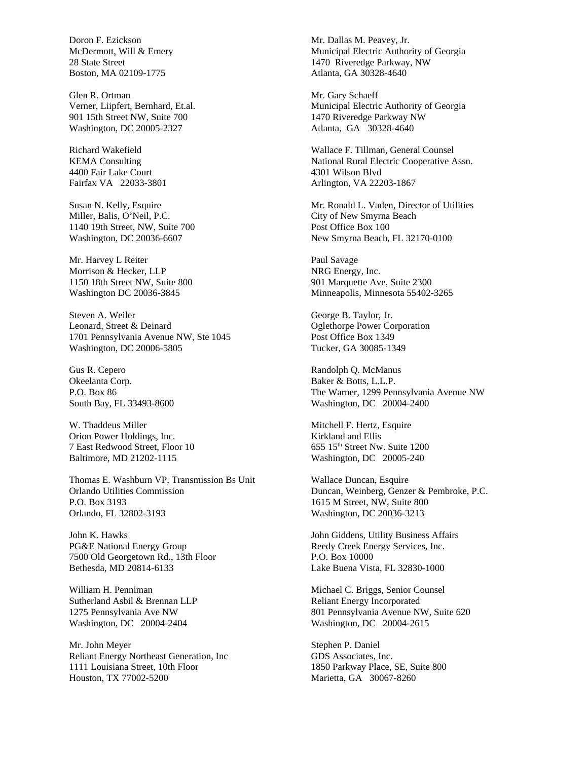Doron F. Ezickson
McDermott, Will & Emery
28 State Street
Boston, MA 02109-1775

Glen R. Ortman
Verner, Liipfert, Bernhard, Et.al.
901 15th Street NW, Suite 700
Washington, DC 20005-2327

Richard Wakefield
KEMA Consulting
4400 Fair Lake Court
Fairfax VA 22033-3801

Susan N. Kelly, Esquire
Miller, Balis, O'Neil, P.C.
1140 19th Street, NW, Suite 700
Washington, DC 20036-6607

Mr. Harvey L Reiter
Morrison & Hecker, LLP
1150 18th Street NW, Suite 800
Washington DC 20036-3845

Steven A. Weiler
Leonard, Street & Deinard
1701 Pennsylvania Avenue NW, Ste 1045
Washington, DC 20006-5805

Gus R. Cepero
Okeelanta Corp.
P.O. Box 86
South Bay, FL 33493-8600

W. Thaddeus Miller
Orion Power Holdings, Inc.
7 East Redwood Street, Floor 10
Baltimore, MD 21202-1115

Thomas E. Washburn VP, Transmission Bs Unit
Orlando Utilities Commission
P.O. Box 3193
Orlando, FL 32802-3193

John K. Hawks
PG&E National Energy Group
7500 Old Georgetown Rd., 13th Floor
Bethesda, MD 20814-6133

William H. Penniman
Sutherland Asbil & Brennan LLP
1275 Pennsylvania Ave NW
Washington, DC 20004-2404

Mr. John Meyer
Reliant Energy Northeast Generation, Inc
1111 Louisiana Street, 10th Floor
Houston, TX 77002-5200

Mr. Dallas M. Peavey, Jr.
Municipal Electric Authority of Georgia
1470 Riveredge Parkway, NW
Atlanta, GA 30328-4640

Mr. Gary Schaeff
Municipal Electric Authority of Georgia
1470 Riveredge Parkway NW
Atlanta, GA 30328-4640

Wallace F. Tillman, General Counsel
National Rural Electric Cooperative Assn.
4301 Wilson Blvd
Arlington, VA 22203-1867

Mr. Ronald L. Vaden, Director of Utilities
City of New Smyrna Beach
Post Office Box 100
New Smyrna Beach, FL 32170-0100

Paul Savage
NRG Energy, Inc.
901 Marquette Ave, Suite 2300
Minneapolis, Minnesota 55402-3265

George B. Taylor, Jr.
Oglethorpe Power Corporation
Post Office Box 1349
Tucker, GA 30085-1349

Randolph Q. McManus
Baker & Botts, L.L.P.
The Warner, 1299 Pennsylvania Avenue NW
Washington, DC 20004-2400

Mitchell F. Hertz, Esquire
Kirkland and Ellis
655 15th Street Nw. Suite 1200
Washington, DC 20005-240

Wallace Duncan, Esquire
Duncan, Weinberg, Genzer & Pembroke, P.C.
1615 M Street, NW, Suite 800
Washington, DC 20036-3213

John Giddens, Utility Business Affairs
Reedy Creek Energy Services, Inc.
P.O. Box 10000
Lake Buena Vista, FL 32830-1000

Michael C. Briggs, Senior Counsel
Reliant Energy Incorporated
801 Pennsylvania Avenue NW, Suite 620
Washington, DC 20004-2615

Stephen P. Daniel
GDS Associates, Inc.
1850 Parkway Place, SE, Suite 800
Marietta, GA 30067-8260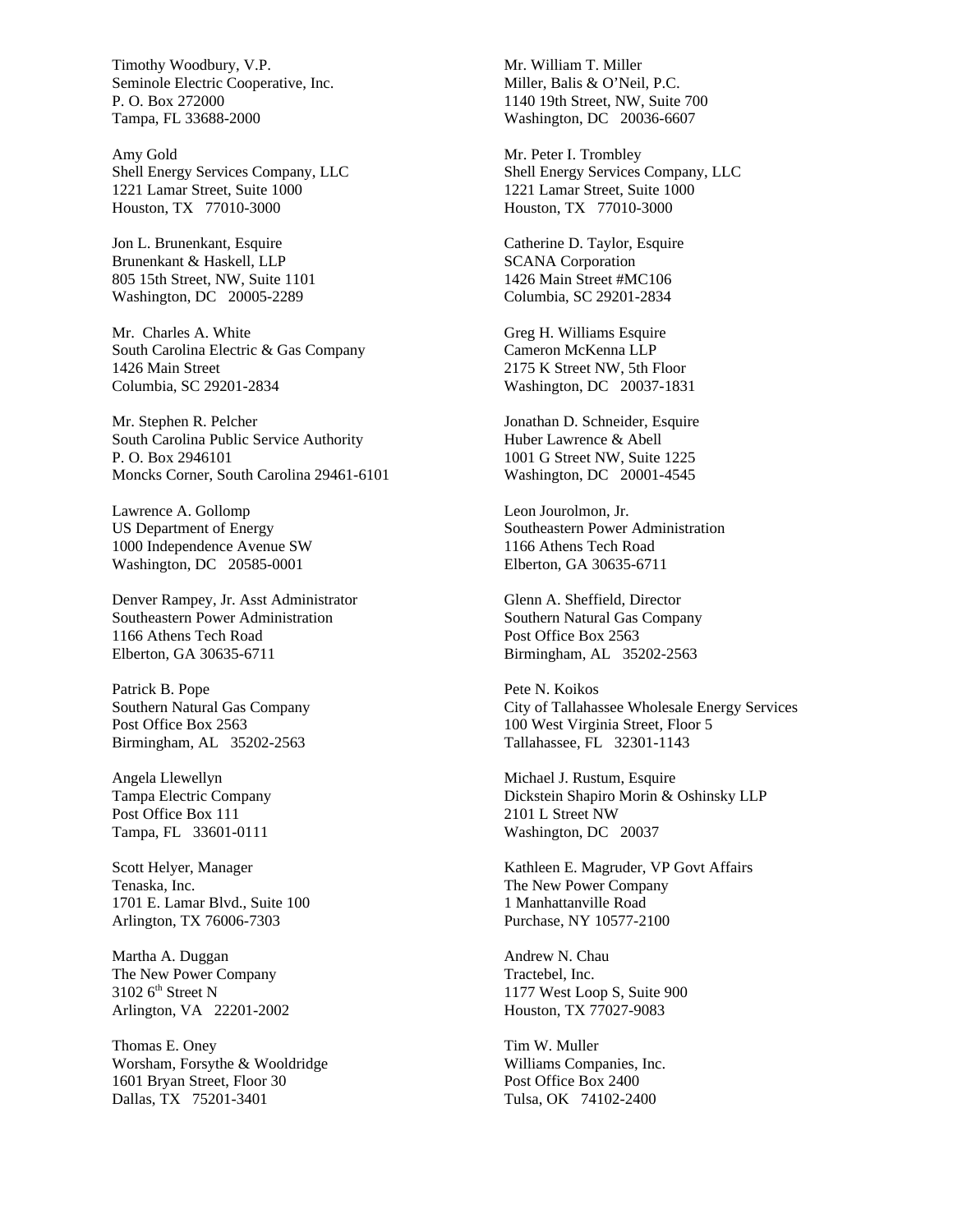Timothy Woodbury, V.P.
Seminole Electric Cooperative, Inc.
P. O. Box 272000
Tampa, FL 33688-2000

Mr. William T. Miller
Miller, Balis & O'Neil, P.C.
1140 19th Street, NW, Suite 700
Washington, DC 20036-6607

Amy Gold
Shell Energy Services Company, LLC
1221 Lamar Street, Suite 1000
Houston, TX 77010-3000

Mr. Peter I. Trombley
Shell Energy Services Company, LLC
1221 Lamar Street, Suite 1000
Houston, TX 77010-3000

Jon L. Brunenkant, Esquire
Brunenkant & Haskell, LLP
805 15th Street, NW, Suite 1101
Washington, DC 20005-2289

Catherine D. Taylor, Esquire
SCANA Corporation
1426 Main Street #MC106
Columbia, SC 29201-2834

Mr. Charles A. White
South Carolina Electric & Gas Company
1426 Main Street
Columbia, SC 29201-2834

Greg H. Williams Esquire
Cameron McKenna LLP
2175 K Street NW, 5th Floor
Washington, DC 20037-1831

Mr. Stephen R. Pelcher
South Carolina Public Service Authority
P. O. Box 2946101
Moncks Corner, South Carolina 29461-6101

Jonathan D. Schneider, Esquire
Huber Lawrence & Abell
1001 G Street NW, Suite 1225
Washington, DC 20001-4545

Lawrence A. Gollomp
US Department of Energy
1000 Independence Avenue SW
Washington, DC 20585-0001

Leon Jourolmon, Jr.
Southeastern Power Administration
1166 Athens Tech Road
Elberton, GA 30635-6711

Denver Rampey, Jr. Asst Administrator
Southeastern Power Administration
1166 Athens Tech Road
Elberton, GA 30635-6711

Glenn A. Sheffield, Director
Southern Natural Gas Company
Post Office Box 2563
Birmingham, AL 35202-2563

Patrick B. Pope
Southern Natural Gas Company
Post Office Box 2563
Birmingham, AL 35202-2563

Pete N. Koikos
City of Tallahassee Wholesale Energy Services
100 West Virginia Street, Floor 5
Tallahassee, FL 32301-1143

Angela Llewellyn
Tampa Electric Company
Post Office Box 111
Tampa, FL 33601-0111

Michael J. Rustum, Esquire
Dickstein Shapiro Morin & Oshinsky LLP
2101 L Street NW
Washington, DC 20037

Scott Helyer, Manager
Tenaska, Inc.
1701 E. Lamar Blvd., Suite 100
Arlington, TX 76006-7303

Kathleen E. Magruder, VP Govt Affairs
The New Power Company
1 Manhattanville Road
Purchase, NY 10577-2100

Martha A. Duggan
The New Power Company
3102 6th Street N
Arlington, VA 22201-2002

Andrew N. Chau
Tractebel, Inc.
1177 West Loop S, Suite 900
Houston, TX 77027-9083

Thomas E. Oney
Worsham, Forsythe & Wooldridge
1601 Bryan Street, Floor 30
Dallas, TX 75201-3401

Tim W. Muller
Williams Companies, Inc.
Post Office Box 2400
Tulsa, OK 74102-2400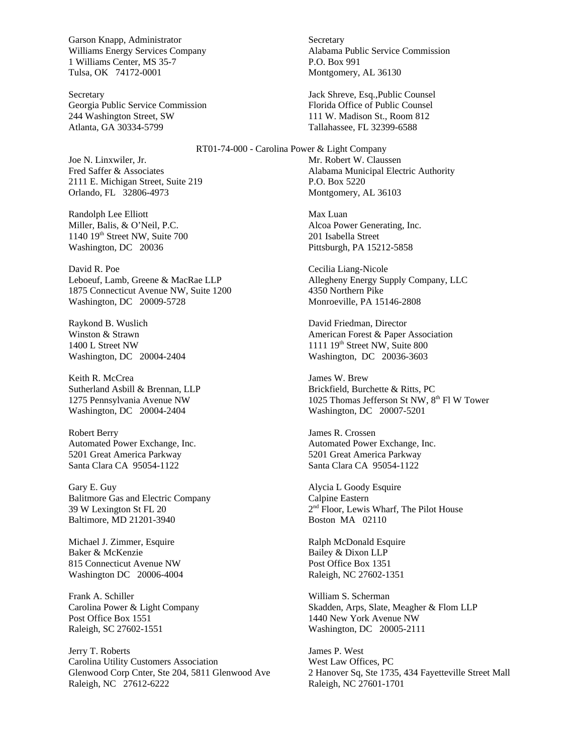Garson Knapp, Administrator
Williams Energy Services Company
1 Williams Center, MS 35-7
Tulsa, OK 74172-0001

Secretary
Alabama Public Service Commission
P.O. Box 991
Montgomery, AL 36130

Secretary
Georgia Public Service Commission
244 Washington Street, SW
Atlanta, GA 30334-5799

Jack Shreve, Esq.,Public Counsel
Florida Office of Public Counsel
111 W. Madison St., Room 812
Tallahassee, FL 32399-6588

RT01-74-000 - Carolina Power & Light Company

Joe N. Linxwiler, Jr.
Fred Saffer & Associates
2111 E. Michigan Street, Suite 219
Orlando, FL 32806-4973

Mr. Robert W. Claussen
Alabama Municipal Electric Authority
P.O. Box 5220
Montgomery, AL 36103

Randolph Lee Elliott
Miller, Balis, & O'Neil, P.C.
1140 19th Street NW, Suite 700
Washington, DC 20036

Max Luan
Alcoa Power Generating, Inc.
201 Isabella Street
Pittsburgh, PA 15212-5858

David R. Poe
Leboeuf, Lamb, Greene & MacRae LLP
1875 Connecticut Avenue NW, Suite 1200
Washington, DC 20009-5728

Cecilia Liang-Nicole
Allegheny Energy Supply Company, LLC
4350 Northern Pike
Monroeville, PA 15146-2808

Raykond B. Wuslich
Winston & Strawn
1400 L Street NW
Washington, DC 20004-2404

David Friedman, Director
American Forest & Paper Association
1111 19th Street NW, Suite 800
Washington, DC 20036-3603

Keith R. McCrea
Sutherland Asbill & Brennan, LLP
1275 Pennsylvania Avenue NW
Washington, DC 20004-2404

James W. Brew
Brickfield, Burchette & Ritts, PC
1025 Thomas Jefferson St NW, 8th Fl W Tower
Washington, DC 20007-5201

Robert Berry
Automated Power Exchange, Inc.
5201 Great America Parkway
Santa Clara CA 95054-1122

James R. Crossen
Automated Power Exchange, Inc.
5201 Great America Parkway
Santa Clara CA 95054-1122

Gary E. Guy
Balitmore Gas and Electric Company
39 W Lexington St FL 20
Baltimore, MD 21201-3940

Alycia L Goody Esquire
Calpine Eastern
2nd Floor, Lewis Wharf, The Pilot House
Boston MA 02110

Michael J. Zimmer, Esquire
Baker & McKenzie
815 Connecticut Avenue NW
Washington DC 20006-4004

Ralph McDonald Esquire
Bailey & Dixon LLP
Post Office Box 1351
Raleigh, NC 27602-1351

Frank A. Schiller
Carolina Power & Light Company
Post Office Box 1551
Raleigh, SC 27602-1551

William S. Scherman
Skadden, Arps, Slate, Meagher & Flom LLP
1440 New York Avenue NW
Washington, DC 20005-2111

Jerry T. Roberts
Carolina Utility Customers Association
Glenwood Corp Cnter, Ste 204, 5811 Glenwood Ave
Raleigh, NC 27612-6222

James P. West
West Law Offices, PC
2 Hanover Sq, Ste 1735, 434 Fayetteville Street Mall
Raleigh, NC 27601-1701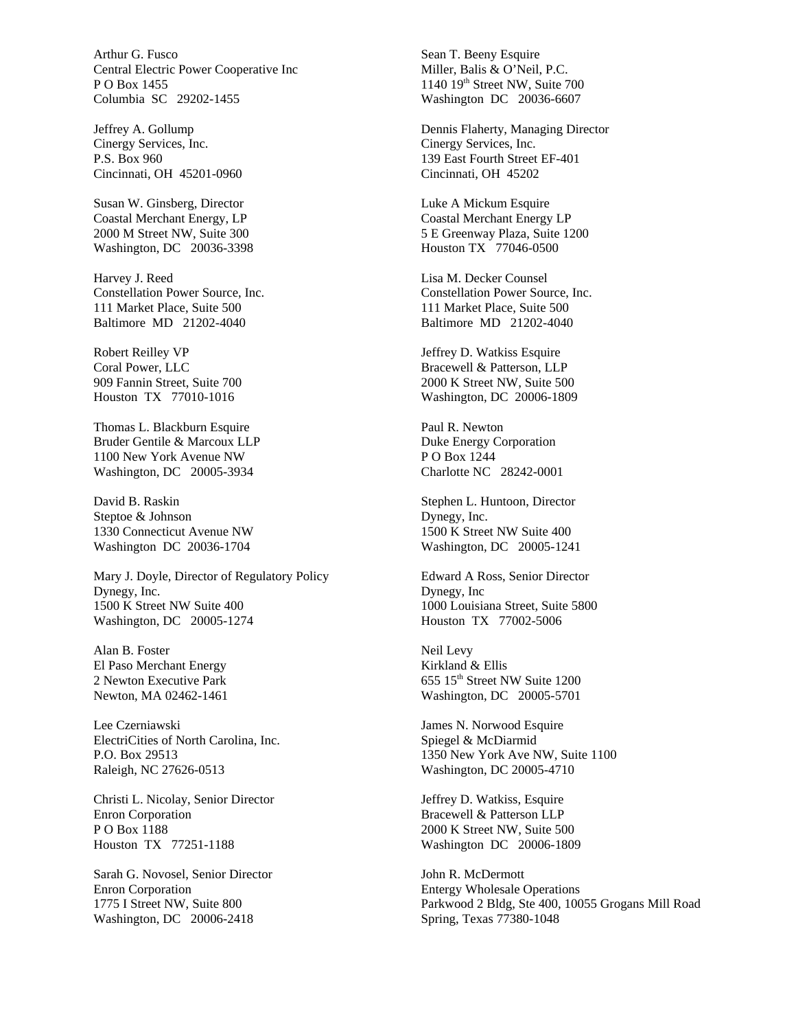Arthur G. Fusco
Central Electric Power Cooperative Inc
P O Box 1455
Columbia SC 29202-1455

Sean T. Beeny Esquire
Miller, Balis & O'Neil, P.C.
1140 19th Street NW, Suite 700
Washington DC 20036-6607

Jeffrey A. Gollump
Cinergy Services, Inc.
P.S. Box 960
Cincinnati, OH 45201-0960

Dennis Flaherty, Managing Director
Cinergy Services, Inc.
139 East Fourth Street EF-401
Cincinnati, OH 45202

Susan W. Ginsberg, Director
Coastal Merchant Energy, LP
2000 M Street NW, Suite 300
Washington, DC 20036-3398

Luke A Mickum Esquire
Coastal Merchant Energy LP
5 E Greenway Plaza, Suite 1200
Houston TX 77046-0500

Harvey J. Reed
Constellation Power Source, Inc.
111 Market Place, Suite 500
Baltimore MD 21202-4040

Lisa M. Decker Counsel
Constellation Power Source, Inc.
111 Market Place, Suite 500
Baltimore MD 21202-4040

Robert Reilley VP
Coral Power, LLC
909 Fannin Street, Suite 700
Houston TX 77010-1016

Jeffrey D. Watkiss Esquire
Bracewell & Patterson, LLP
2000 K Street NW, Suite 500
Washington, DC 20006-1809

Thomas L. Blackburn Esquire
Bruder Gentile & Marcoux LLP
1100 New York Avenue NW
Washington, DC 20005-3934

Paul R. Newton
Duke Energy Corporation
P O Box 1244
Charlotte NC 28242-0001

David B. Raskin
Steptoe & Johnson
1330 Connecticut Avenue NW
Washington DC 20036-1704

Stephen L. Huntoon, Director
Dynegy, Inc.
1500 K Street NW Suite 400
Washington, DC 20005-1241

Mary J. Doyle, Director of Regulatory Policy
Dynegy, Inc.
1500 K Street NW Suite 400
Washington, DC 20005-1274

Edward A Ross, Senior Director
Dynegy, Inc
1000 Louisiana Street, Suite 5800
Houston TX 77002-5006

Alan B. Foster
El Paso Merchant Energy
2 Newton Executive Park
Newton, MA 02462-1461

Neil Levy
Kirkland & Ellis
655 15th Street NW Suite 1200
Washington, DC 20005-5701

Lee Czerniawski
ElectriCities of North Carolina, Inc.
P.O. Box 29513
Raleigh, NC 27626-0513

James N. Norwood Esquire
Spiegel & McDiarmid
1350 New York Ave NW, Suite 1100
Washington, DC 20005-4710

Christi L. Nicolay, Senior Director
Enron Corporation
P O Box 1188
Houston TX 77251-1188

Jeffrey D. Watkiss, Esquire
Bracewell & Patterson LLP
2000 K Street NW, Suite 500
Washington DC 20006-1809

Sarah G. Novosel, Senior Director
Enron Corporation
1775 I Street NW, Suite 800
Washington, DC 20006-2418

John R. McDermott
Entergy Wholesale Operations
Parkwood 2 Bldg, Ste 400, 10055 Grogans Mill Road
Spring, Texas 77380-1048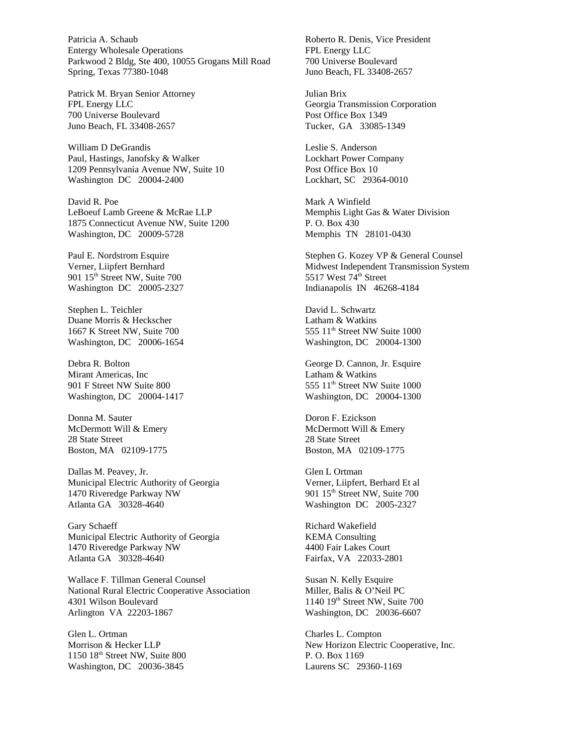Patricia A. Schaub
Entergy Wholesale Operations
Parkwood 2 Bldg, Ste 400, 10055 Grogans Mill Road
Spring, Texas 77380-1048

Patrick M. Bryan Senior Attorney
FPL Energy LLC
700 Universe Boulevard
Juno Beach, FL 33408-2657

William D DeGrandis
Paul, Hastings, Janofsky & Walker
1209 Pennsylvania Avenue NW, Suite 10
Washington DC 20004-2400

David R. Poe
LeBoeuf Lamb Greene & McRae LLP
1875 Connecticut Avenue NW, Suite 1200
Washington, DC 20009-5728

Paul E. Nordstrom Esquire
Verner, Liipfert Bernhard
901 15th Street NW, Suite 700
Washington DC 20005-2327

Stephen L. Teichler
Duane Morris & Heckscher
1667 K Street NW, Suite 700
Washington, DC 20006-1654

Debra R. Bolton
Mirant Americas, Inc
901 F Street NW Suite 800
Washington, DC 20004-1417

Donna M. Sauter
McDermott Will & Emery
28 State Street
Boston, MA 02109-1775

Dallas M. Peavey, Jr.
Municipal Electric Authority of Georgia
1470 Riveredge Parkway NW
Atlanta GA 30328-4640

Gary Schaeff
Municipal Electric Authority of Georgia
1470 Riveredge Parkway NW
Atlanta GA 30328-4640

Wallace F. Tillman General Counsel
National Rural Electric Cooperative Association
4301 Wilson Boulevard
Arlington VA 22203-1867

Glen L. Ortman
Morrison & Hecker LLP
1150 18th Street NW, Suite 800
Washington, DC 20036-3845

Roberto R. Denis, Vice President
FPL Energy LLC
700 Universe Boulevard
Juno Beach, FL 33408-2657

Julian Brix
Georgia Transmission Corporation
Post Office Box 1349
Tucker, GA 33085-1349

Leslie S. Anderson
Lockhart Power Company
Post Office Box 10
Lockhart, SC 29364-0010

Mark A Winfield
Memphis Light Gas & Water Division
P. O. Box 430
Memphis TN 28101-0430

Stephen G. Kozey VP & General Counsel
Midwest Independent Transmission System
5517 West 74th Street
Indianapolis IN 46268-4184

David L. Schwartz
Latham & Watkins
555 11th Street NW Suite 1000
Washington, DC 20004-1300

George D. Cannon, Jr. Esquire
Latham & Watkins
555 11th Street NW Suite 1000
Washington, DC 20004-1300

Doron F. Ezickson
McDermott Will & Emery
28 State Street
Boston, MA 02109-1775

Glen L Ortman
Verner, Liipfert, Berhard Et al
901 15th Street NW, Suite 700
Washington DC 2005-2327

Richard Wakefield
KEMA Consulting
4400 Fair Lakes Court
Fairfax, VA 22033-2801

Susan N. Kelly Esquire
Miller, Balis & O'Neil PC
1140 19th Street NW, Suite 700
Washington, DC 20036-6607

Charles L. Compton
New Horizon Electric Cooperative, Inc.
P. O. Box 1169
Laurens SC 29360-1169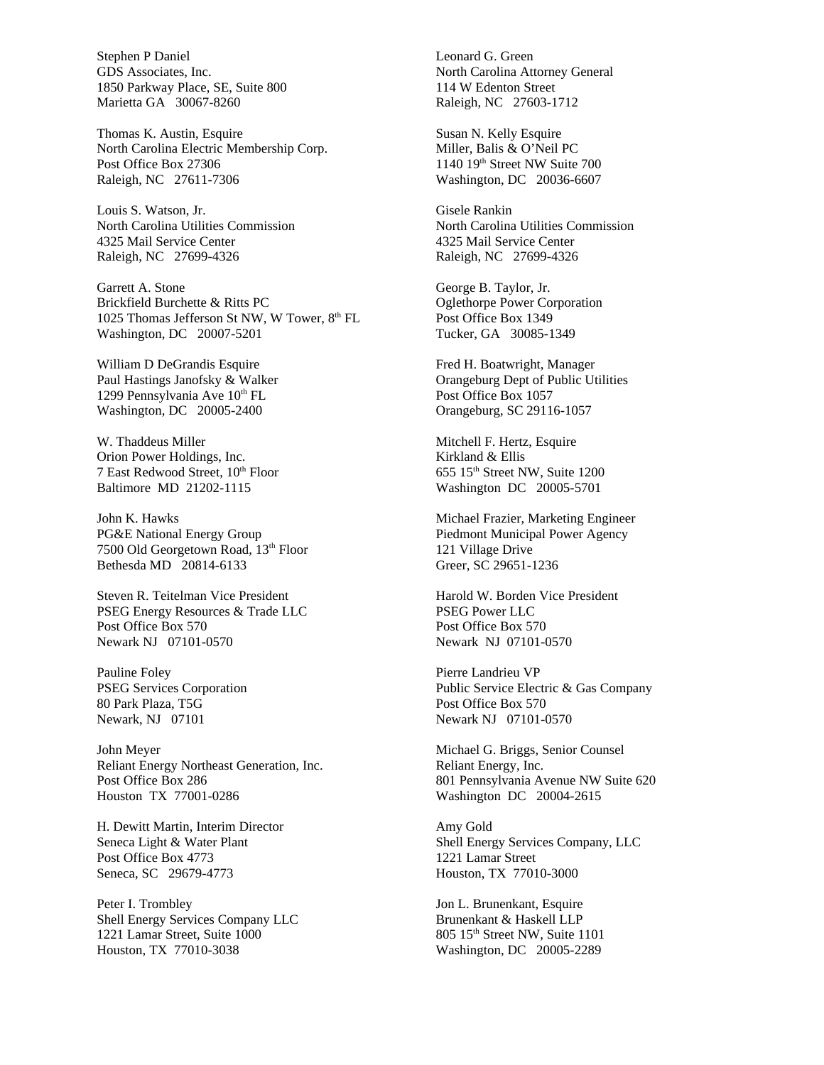Stephen P Daniel
GDS Associates, Inc.
1850 Parkway Place, SE, Suite 800
Marietta GA 30067-8260

Leonard G. Green
North Carolina Attorney General
114 W Edenton Street
Raleigh, NC 27603-1712

Thomas K. Austin, Esquire
North Carolina Electric Membership Corp.
Post Office Box 27306
Raleigh, NC 27611-7306

Susan N. Kelly Esquire
Miller, Balis & O'Neil PC
1140 19th Street NW Suite 700
Washington, DC 20036-6607

Louis S. Watson, Jr.
North Carolina Utilities Commission
4325 Mail Service Center
Raleigh, NC 27699-4326

Gisele Rankin
North Carolina Utilities Commission
4325 Mail Service Center
Raleigh, NC 27699-4326

Garrett A. Stone
Brickfield Burchette & Ritts PC
1025 Thomas Jefferson St NW, W Tower, 8th FL
Washington, DC 20007-5201

George B. Taylor, Jr.
Oglethorpe Power Corporation
Post Office Box 1349
Tucker, GA 30085-1349

William D DeGrandis Esquire
Paul Hastings Janofsky & Walker
1299 Pennsylvania Ave 10th FL
Washington, DC 20005-2400

Fred H. Boatwright, Manager
Orangeburg Dept of Public Utilities
Post Office Box 1057
Orangeburg, SC 29116-1057

W. Thaddeus Miller
Orion Power Holdings, Inc.
7 East Redwood Street, 10th Floor
Baltimore MD 21202-1115

Mitchell F. Hertz, Esquire
Kirkland & Ellis
655 15th Street NW, Suite 1200
Washington DC 20005-5701

John K. Hawks
PG&E National Energy Group
7500 Old Georgetown Road, 13th Floor
Bethesda MD 20814-6133

Michael Frazier, Marketing Engineer
Piedmont Municipal Power Agency
121 Village Drive
Greer, SC 29651-1236

Steven R. Teitelman Vice President
PSEG Energy Resources & Trade LLC
Post Office Box 570
Newark NJ 07101-0570

Harold W. Borden Vice President
PSEG Power LLC
Post Office Box 570
Newark NJ 07101-0570

Pauline Foley
PSEG Services Corporation
80 Park Plaza, T5G
Newark, NJ 07101

Pierre Landrieu VP
Public Service Electric & Gas Company
Post Office Box 570
Newark NJ 07101-0570

John Meyer
Reliant Energy Northeast Generation, Inc.
Post Office Box 286
Houston TX 77001-0286

Michael G. Briggs, Senior Counsel
Reliant Energy, Inc.
801 Pennsylvania Avenue NW Suite 620
Washington DC 20004-2615

H. Dewitt Martin, Interim Director
Seneca Light & Water Plant
Post Office Box 4773
Seneca, SC 29679-4773

Amy Gold
Shell Energy Services Company, LLC
1221 Lamar Street
Houston, TX 77010-3000

Peter I. Trombley
Shell Energy Services Company LLC
1221 Lamar Street, Suite 1000
Houston, TX 77010-3038

Jon L. Brunenkant, Esquire
Brunenkant & Haskell LLP
805 15th Street NW, Suite 1101
Washington, DC 20005-2289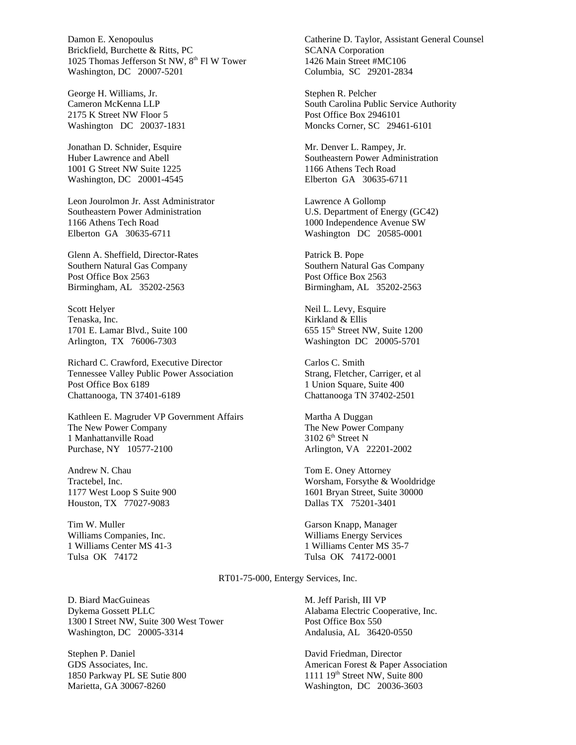Damon E. Xenopoulus
Brickfield, Burchette & Ritts, PC
1025 Thomas Jefferson St NW, 8th Fl W Tower
Washington, DC 20007-5201

Catherine D. Taylor, Assistant General Counsel
SCANA Corporation
1426 Main Street #MC106
Columbia, SC 29201-2834

George H. Williams, Jr.
Cameron McKenna LLP
2175 K Street NW Floor 5
Washington DC 20037-1831

Stephen R. Pelcher
South Carolina Public Service Authority
Post Office Box 2946101
Moncks Corner, SC 29461-6101

Jonathan D. Schnider, Esquire
Huber Lawrence and Abell
1001 G Street NW Suite 1225
Washington, DC 20001-4545

Mr. Denver L. Rampey, Jr.
Southeastern Power Administration
1166 Athens Tech Road
Elberton GA 30635-6711

Leon Jourolmon Jr. Asst Administrator
Southeastern Power Administration
1166 Athens Tech Road
Elberton GA 30635-6711

Lawrence A Gollomp
U.S. Department of Energy (GC42)
1000 Independence Avenue SW
Washington DC 20585-0001

Glenn A. Sheffield, Director-Rates
Southern Natural Gas Company
Post Office Box 2563
Birmingham, AL 35202-2563

Patrick B. Pope
Southern Natural Gas Company
Post Office Box 2563
Birmingham, AL 35202-2563

Scott Helyer
Tenaska, Inc.
1701 E. Lamar Blvd., Suite 100
Arlington, TX 76006-7303

Neil L. Levy, Esquire
Kirkland & Ellis
655 15th Street NW, Suite 1200
Washington DC 20005-5701

Richard C. Crawford, Executive Director
Tennessee Valley Public Power Association
Post Office Box 6189
Chattanooga, TN 37401-6189

Carlos C. Smith
Strang, Fletcher, Carriger, et al
1 Union Square, Suite 400
Chattanooga TN 37402-2501

Kathleen E. Magruder VP Government Affairs
The New Power Company
1 Manhattanville Road
Purchase, NY 10577-2100

Martha A Duggan
The New Power Company
3102 6th Street N
Arlington, VA 22201-2002

Andrew N. Chau
Tractebel, Inc.
1177 West Loop S Suite 900
Houston, TX 77027-9083

Tom E. Oney Attorney
Worsham, Forsythe & Wooldridge
1601 Bryan Street, Suite 30000
Dallas TX 75201-3401

Tim W. Muller
Williams Companies, Inc.
1 Williams Center MS 41-3
Tulsa OK 74172

Garson Knapp, Manager
Williams Energy Services
1 Williams Center MS 35-7
Tulsa OK 74172-0001

RT01-75-000, Entergy Services, Inc.

D. Biard MacGuineas
Dykema Gossett PLLC
1300 I Street NW, Suite 300 West Tower
Washington, DC 20005-3314

M. Jeff Parish, III VP
Alabama Electric Cooperative, Inc.
Post Office Box 550
Andalusia, AL 36420-0550

Stephen P. Daniel
GDS Associates, Inc.
1850 Parkway PL SE Sutie 800
Marietta, GA 30067-8260

David Friedman, Director
American Forest & Paper Association
1111 19th Street NW, Suite 800
Washington, DC 20036-3603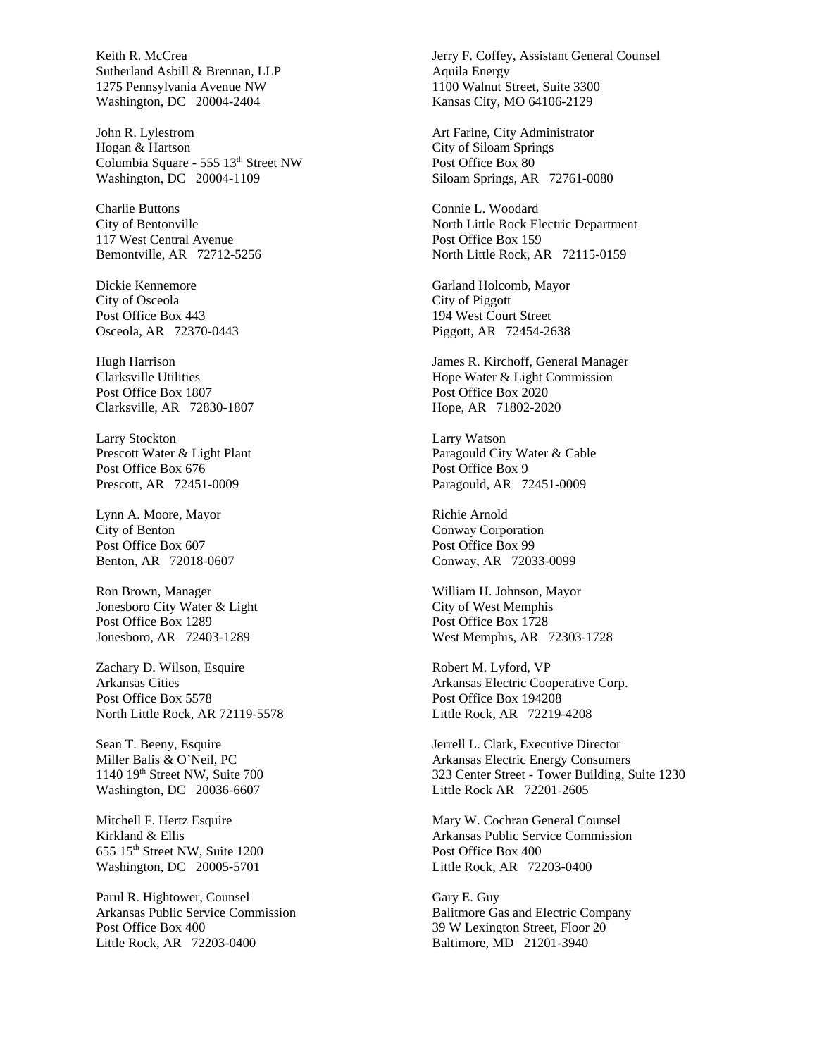Keith R. McCrea
Sutherland Asbill & Brennan, LLP
1275 Pennsylvania Avenue NW
Washington, DC 20004-2404

John R. Lylestrom
Hogan & Hartson
Columbia Square - 555 13th Street NW
Washington, DC 20004-1109

Charlie Buttons
City of Bentonville
117 West Central Avenue
Bemontville, AR 72712-5256

Dickie Kennemore
City of Osceola
Post Office Box 443
Osceola, AR 72370-0443

Hugh Harrison
Clarksville Utilities
Post Office Box 1807
Clarksville, AR 72830-1807

Larry Stockton
Prescott Water & Light Plant
Post Office Box 676
Prescott, AR 72451-0009

Lynn A. Moore, Mayor
City of Benton
Post Office Box 607
Benton, AR 72018-0607

Ron Brown, Manager
Jonesboro City Water & Light
Post Office Box 1289
Jonesboro, AR 72403-1289

Zachary D. Wilson, Esquire
Arkansas Cities
Post Office Box 5578
North Little Rock, AR 72119-5578

Sean T. Beeny, Esquire
Miller Balis & O'Neil, PC
1140 19th Street NW, Suite 700
Washington, DC 20036-6607

Mitchell F. Hertz Esquire
Kirkland & Ellis
655 15th Street NW, Suite 1200
Washington, DC 20005-5701

Parul R. Hightower, Counsel
Arkansas Public Service Commission
Post Office Box 400
Little Rock, AR 72203-0400

Jerry F. Coffey, Assistant General Counsel
Aquila Energy
1100 Walnut Street, Suite 3300
Kansas City, MO 64106-2129

Art Farine, City Administrator
City of Siloam Springs
Post Office Box 80
Siloam Springs, AR 72761-0080

Connie L. Woodard
North Little Rock Electric Department
Post Office Box 159
North Little Rock, AR 72115-0159

Garland Holcomb, Mayor
City of Piggott
194 West Court Street
Piggott, AR 72454-2638

James R. Kirchoff, General Manager
Hope Water & Light Commission
Post Office Box 2020
Hope, AR 71802-2020

Larry Watson
Paragould City Water & Cable
Post Office Box 9
Paragould, AR 72451-0009

Richie Arnold
Conway Corporation
Post Office Box 99
Conway, AR 72033-0099

William H. Johnson, Mayor
City of West Memphis
Post Office Box 1728
West Memphis, AR 72303-1728

Robert M. Lyford, VP
Arkansas Electric Cooperative Corp.
Post Office Box 194208
Little Rock, AR 72219-4208

Jerrell L. Clark, Executive Director
Arkansas Electric Energy Consumers
323 Center Street - Tower Building, Suite 1230
Little Rock AR 72201-2605

Mary W. Cochran General Counsel
Arkansas Public Service Commission
Post Office Box 400
Little Rock, AR 72203-0400

Gary E. Guy
Balitmore Gas and Electric Company
39 W Lexington Street, Floor 20
Baltimore, MD 21201-3940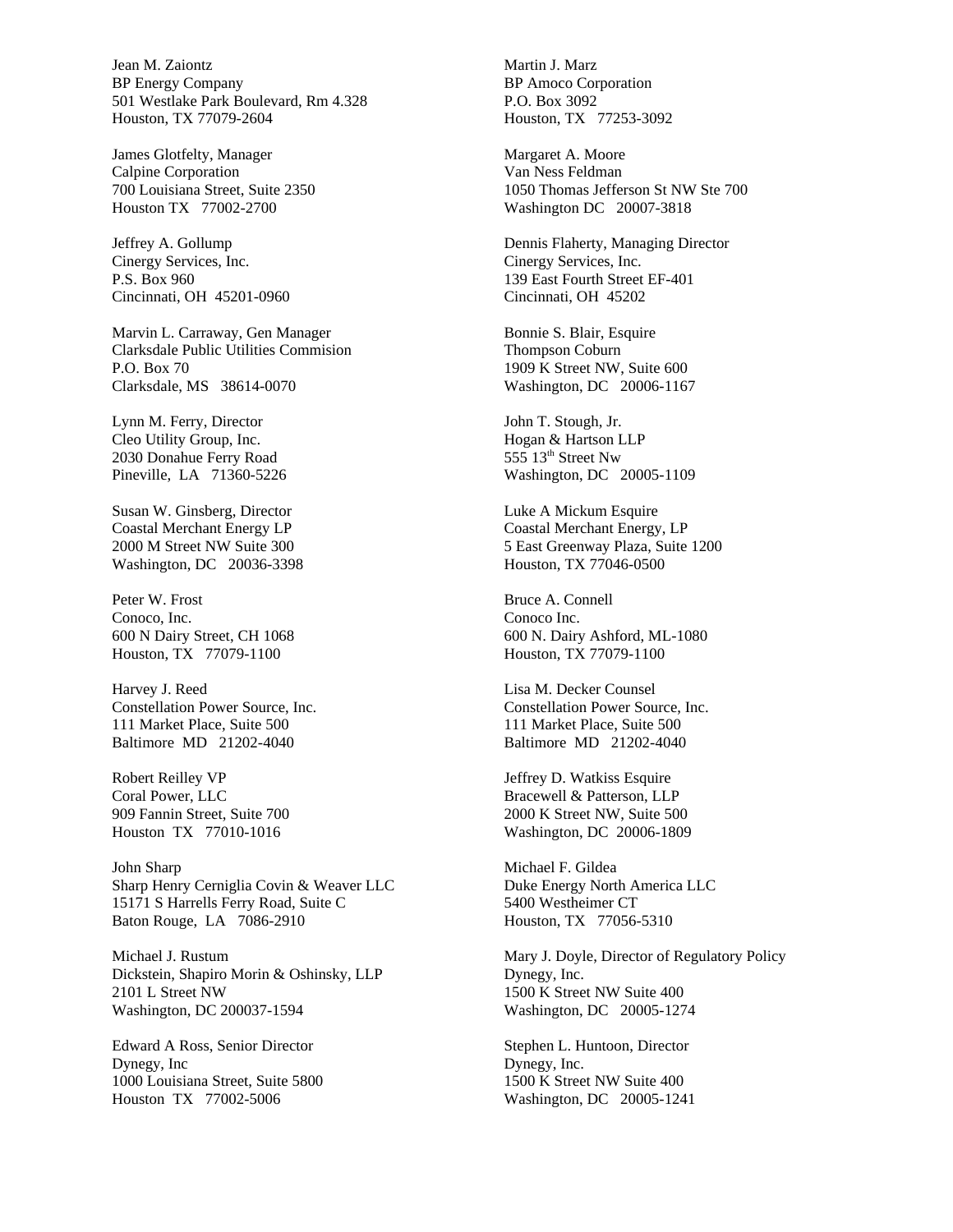Jean M. Zaiontz  
BP Energy Company  
501 Westlake Park Boulevard, Rm 4.328  
Houston, TX 77079-2604

Martin J. Marz  
BP Amoco Corporation  
P.O. Box 3092  
Houston, TX 77253-3092

James Glotfelty, Manager  
Calpine Corporation  
700 Louisiana Street, Suite 2350  
Houston TX 77002-2700

Margaret A. Moore  
Van Ness Feldman  
1050 Thomas Jefferson St NW Ste 700  
Washington DC 20007-3818

Jeffrey A. Gollump  
Cinergy Services, Inc.  
P.S. Box 960  
Cincinnati, OH 45201-0960

Dennis Flaherty, Managing Director  
Cinergy Services, Inc.  
139 East Fourth Street EF-401  
Cincinnati, OH 45202

Marvin L. Carraway, Gen Manager  
Clarksdale Public Utilities Commision  
P.O. Box 70  
Clarksdale, MS 38614-0070

Bonnie S. Blair, Esquire  
Thompson Coburn  
1909 K Street NW, Suite 600  
Washington, DC 20006-1167

Lynn M. Ferry, Director  
Cleo Utility Group, Inc.  
2030 Donahue Ferry Road  
Pineville, LA 71360-5226

John T. Stough, Jr.  
Hogan & Hartson LLP  
555 13th Street Nw  
Washington, DC 20005-1109

Susan W. Ginsberg, Director  
Coastal Merchant Energy LP  
2000 M Street NW Suite 300  
Washington, DC 20036-3398

Luke A Mickum Esquire  
Coastal Merchant Energy, LP  
5 East Greenway Plaza, Suite 1200  
Houston, TX 77046-0500

Peter W. Frost  
Conoco, Inc.  
600 N Dairy Street, CH 1068  
Houston, TX 77079-1100

Bruce A. Connell  
Conoco Inc.  
600 N. Dairy Ashford, ML-1080  
Houston, TX 77079-1100

Harvey J. Reed  
Constellation Power Source, Inc.  
111 Market Place, Suite 500  
Baltimore MD 21202-4040

Lisa M. Decker Counsel  
Constellation Power Source, Inc.  
111 Market Place, Suite 500  
Baltimore MD 21202-4040

Robert Reilley VP  
Coral Power, LLC  
909 Fannin Street, Suite 700  
Houston TX 77010-1016

Jeffrey D. Watkiss Esquire  
Bracewell & Patterson, LLP  
2000 K Street NW, Suite 500  
Washington, DC 20006-1809

John Sharp  
Sharp Henry Cerniglia Covin & Weaver LLC  
15171 S Harrells Ferry Road, Suite C  
Baton Rouge, LA 7086-2910

Michael F. Gildea  
Duke Energy North America LLC  
5400 Westheimer CT  
Houston, TX 77056-5310

Michael J. Rustum  
Dickstein, Shapiro Morin & Oshinsky, LLP  
2101 L Street NW  
Washington, DC 200037-1594

Mary J. Doyle, Director of Regulatory Policy  
Dynegy, Inc.  
1500 K Street NW Suite 400  
Washington, DC 20005-1274

Edward A Ross, Senior Director  
Dynegy, Inc  
1000 Louisiana Street, Suite 5800  
Houston TX 77002-5006

Stephen L. Huntoon, Director  
Dynegy, Inc.  
1500 K Street NW Suite 400  
Washington, DC 20005-1241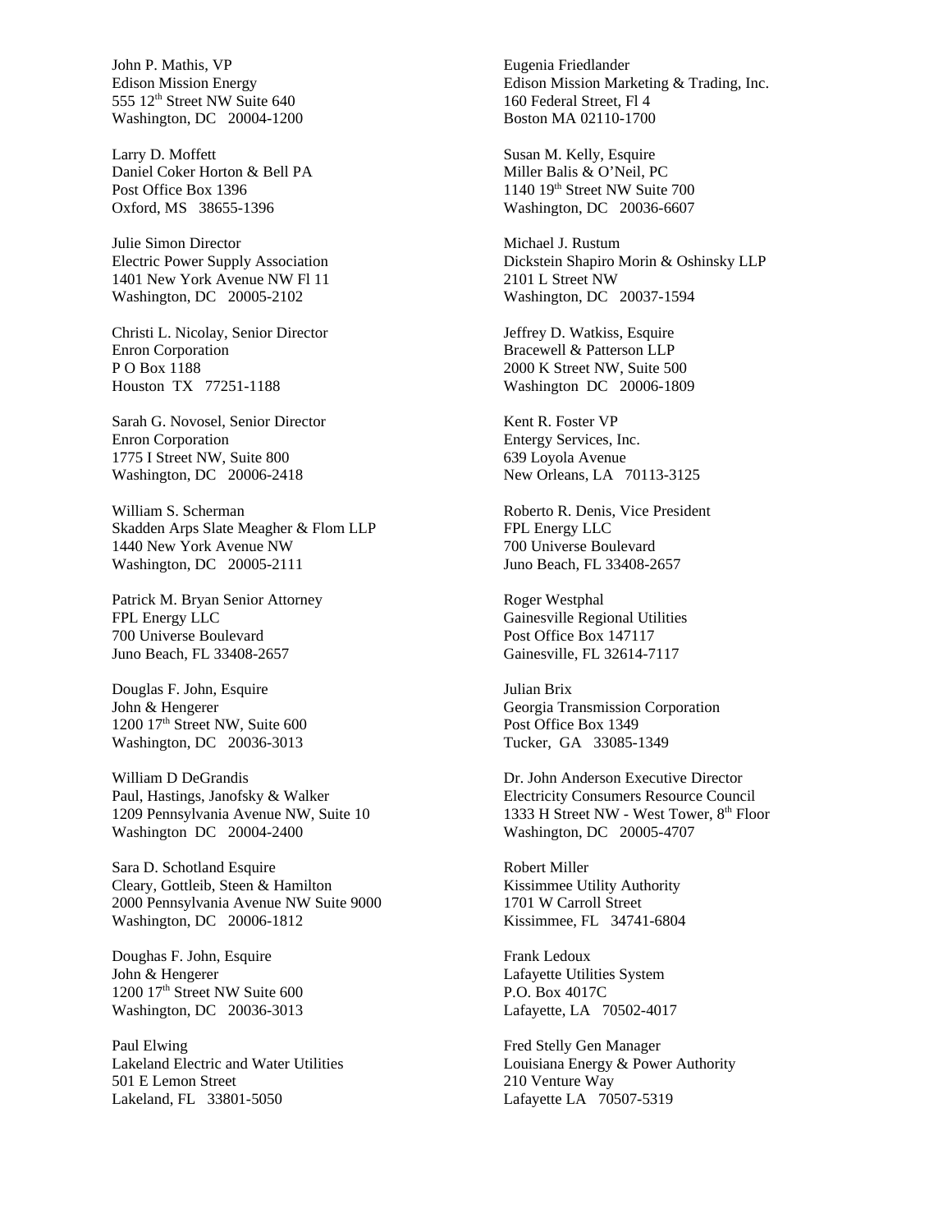John P. Mathis, VP
Edison Mission Energy
555 12th Street NW Suite 640
Washington, DC 20004-1200

Larry D. Moffett
Daniel Coker Horton & Bell PA
Post Office Box 1396
Oxford, MS 38655-1396

Julie Simon Director
Electric Power Supply Association
1401 New York Avenue NW Fl 11
Washington, DC 20005-2102

Christi L. Nicolay, Senior Director
Enron Corporation
P O Box 1188
Houston TX 77251-1188

Sarah G. Novosel, Senior Director
Enron Corporation
1775 I Street NW, Suite 800
Washington, DC 20006-2418

William S. Scherman
Skadden Arps Slate Meagher & Flom LLP
1440 New York Avenue NW
Washington, DC 20005-2111

Patrick M. Bryan Senior Attorney
FPL Energy LLC
700 Universe Boulevard
Juno Beach, FL 33408-2657

Douglas F. John, Esquire
John & Hengerer
1200 17th Street NW, Suite 600
Washington, DC 20036-3013

William D DeGrandis
Paul, Hastings, Janofsky & Walker
1209 Pennsylvania Avenue NW, Suite 10
Washington DC 20004-2400

Sara D. Schotland Esquire
Cleary, Gottleib, Steen & Hamilton
2000 Pennsylvania Avenue NW Suite 9000
Washington, DC 20006-1812

Doughas F. John, Esquire
John & Hengerer
1200 17th Street NW Suite 600
Washington, DC 20036-3013

Paul Elwing
Lakeland Electric and Water Utilities
501 E Lemon Street
Lakeland, FL 33801-5050

Eugenia Friedlander
Edison Mission Marketing & Trading, Inc.
160 Federal Street, Fl 4
Boston MA 02110-1700

Susan M. Kelly, Esquire
Miller Balis & O'Neil, PC
1140 19th Street NW Suite 700
Washington, DC 20036-6607

Michael J. Rustum
Dickstein Shapiro Morin & Oshinsky LLP
2101 L Street NW
Washington, DC 20037-1594

Jeffrey D. Watkiss, Esquire
Bracewell & Patterson LLP
2000 K Street NW, Suite 500
Washington DC 20006-1809

Kent R. Foster VP
Entergy Services, Inc.
639 Loyola Avenue
New Orleans, LA 70113-3125

Roberto R. Denis, Vice President
FPL Energy LLC
700 Universe Boulevard
Juno Beach, FL 33408-2657

Roger Westphal
Gainesville Regional Utilities
Post Office Box 147117
Gainesville, FL 32614-7117

Julian Brix
Georgia Transmission Corporation
Post Office Box 1349
Tucker, GA 33085-1349

Dr. John Anderson Executive Director
Electricity Consumers Resource Council
1333 H Street NW - West Tower, 8th Floor
Washington, DC 20005-4707

Robert Miller
Kissimmee Utility Authority
1701 W Carroll Street
Kissimmee, FL 34741-6804

Frank Ledoux
Lafayette Utilities System
P.O. Box 4017C
Lafayette, LA 70502-4017

Fred Stelly Gen Manager
Louisiana Energy & Power Authority
210 Venture Way
Lafayette LA 70507-5319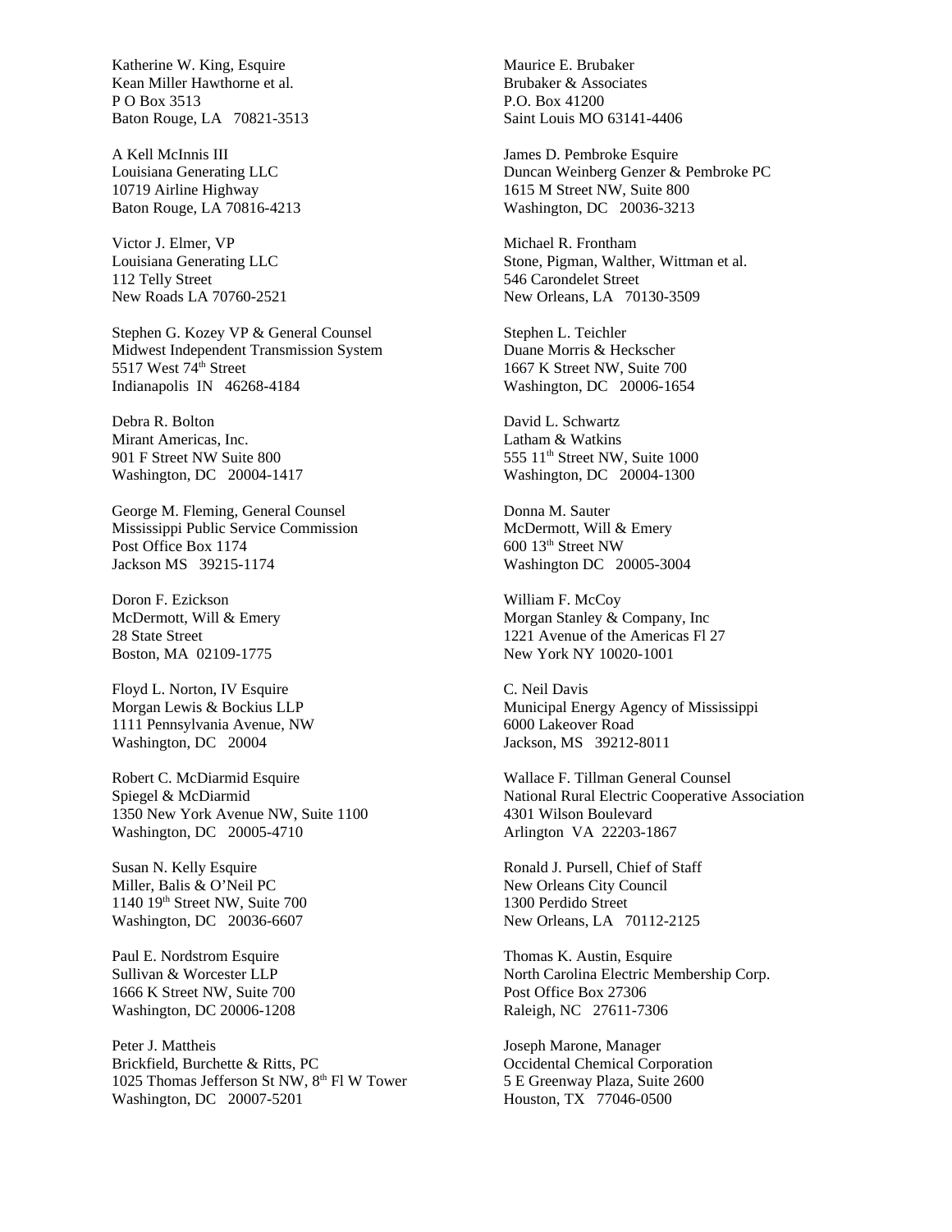Katherine W. King, Esquire
Kean Miller Hawthorne et al.
P O Box 3513
Baton Rouge, LA 70821-3513

A Kell McInnis III
Louisiana Generating LLC
10719 Airline Highway
Baton Rouge, LA 70816-4213

Victor J. Elmer, VP
Louisiana Generating LLC
112 Telly Street
New Roads LA 70760-2521

Stephen G. Kozey VP & General Counsel
Midwest Independent Transmission System
5517 West 74th Street
Indianapolis IN 46268-4184

Debra R. Bolton
Mirant Americas, Inc.
901 F Street NW Suite 800
Washington, DC 20004-1417

George M. Fleming, General Counsel
Mississippi Public Service Commission
Post Office Box 1174
Jackson MS 39215-1174

Doron F. Ezickson
McDermott, Will & Emery
28 State Street
Boston, MA 02109-1775

Floyd L. Norton, IV Esquire
Morgan Lewis & Bockius LLP
1111 Pennsylvania Avenue, NW
Washington, DC 20004

Robert C. McDiarmid Esquire
Spiegel & McDiarmid
1350 New York Avenue NW, Suite 1100
Washington, DC 20005-4710

Susan N. Kelly Esquire
Miller, Balis & O'Neil PC
1140 19th Street NW, Suite 700
Washington, DC 20036-6607

Paul E. Nordstrom Esquire
Sullivan & Worcester LLP
1666 K Street NW, Suite 700
Washington, DC 20006-1208

Peter J. Mattheis
Brickfield, Burchette & Ritts, PC
1025 Thomas Jefferson St NW, 8th Fl W Tower
Washington, DC 20007-5201

Maurice E. Brubaker
Brubaker & Associates
P.O. Box 41200
Saint Louis MO 63141-4406

James D. Pembroke Esquire
Duncan Weinberg Genzer & Pembroke PC
1615 M Street NW, Suite 800
Washington, DC 20036-3213

Michael R. Frontham
Stone, Pigman, Walther, Wittman et al.
546 Carondelet Street
New Orleans, LA 70130-3509

Stephen L. Teichler
Duane Morris & Heckscher
1667 K Street NW, Suite 700
Washington, DC 20006-1654

David L. Schwartz
Latham & Watkins
555 11th Street NW, Suite 1000
Washington, DC 20004-1300

Donna M. Sauter
McDermott, Will & Emery
600 13th Street NW
Washington DC 20005-3004

William F. McCoy
Morgan Stanley & Company, Inc
1221 Avenue of the Americas Fl 27
New York NY 10020-1001

C. Neil Davis
Municipal Energy Agency of Mississippi
6000 Lakeover Road
Jackson, MS 39212-8011

Wallace F. Tillman General Counsel
National Rural Electric Cooperative Association
4301 Wilson Boulevard
Arlington VA 22203-1867

Ronald J. Pursell, Chief of Staff
New Orleans City Council
1300 Perdido Street
New Orleans, LA 70112-2125

Thomas K. Austin, Esquire
North Carolina Electric Membership Corp.
Post Office Box 27306
Raleigh, NC 27611-7306

Joseph Marone, Manager
Occidental Chemical Corporation
5 E Greenway Plaza, Suite 2600
Houston, TX 77046-0500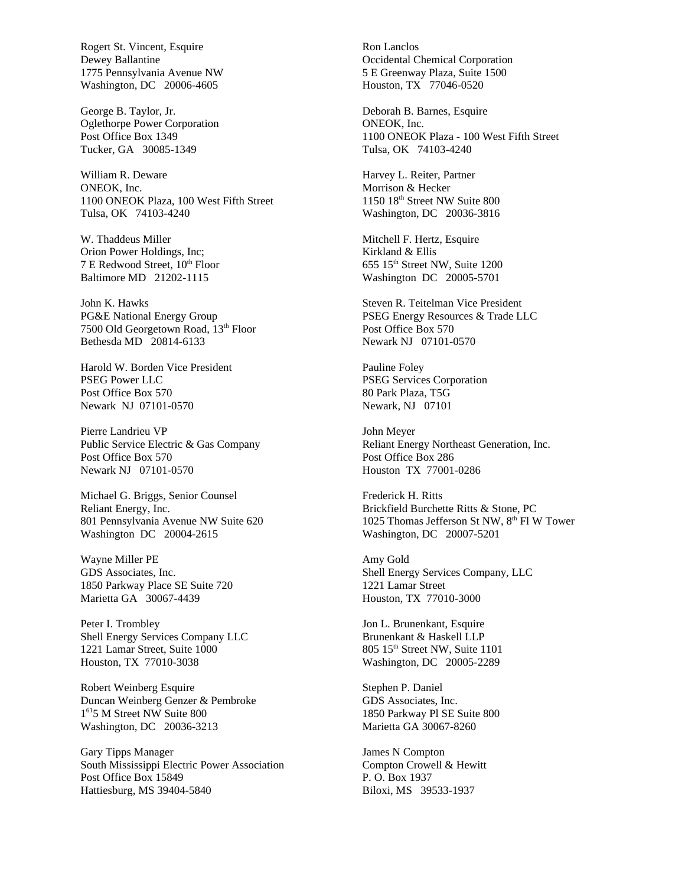Rogert St. Vincent, Esquire
Dewey Ballantine
1775 Pennsylvania Avenue NW
Washington, DC 20006-4605

George B. Taylor, Jr.
Oglethorpe Power Corporation
Post Office Box 1349
Tucker, GA 30085-1349

William R. Deware
ONEOK, Inc.
1100 ONEOK Plaza, 100 West Fifth Street
Tulsa, OK 74103-4240

W. Thaddeus Miller
Orion Power Holdings, Inc;
7 E Redwood Street, 10th Floor
Baltimore MD 21202-1115

John K. Hawks
PG&E National Energy Group
7500 Old Georgetown Road, 13th Floor
Bethesda MD 20814-6133

Harold W. Borden Vice President
PSEG Power LLC
Post Office Box 570
Newark NJ 07101-0570

Pierre Landrieu VP
Public Service Electric & Gas Company
Post Office Box 570
Newark NJ 07101-0570

Michael G. Briggs, Senior Counsel
Reliant Energy, Inc.
801 Pennsylvania Avenue NW Suite 620
Washington DC 20004-2615

Wayne Miller PE
GDS Associates, Inc.
1850 Parkway Place SE Suite 720
Marietta GA 30067-4439

Peter I. Trombley
Shell Energy Services Company LLC
1221 Lamar Street, Suite 1000
Houston, TX 77010-3038

Robert Weinberg Esquire
Duncan Weinberg Genzer & Pembroke
1615 M Street NW Suite 800
Washington, DC 20036-3213

Gary Tipps Manager
South Mississippi Electric Power Association
Post Office Box 15849
Hattiesburg, MS 39404-5840

Ron Lanclos
Occidental Chemical Corporation
5 E Greenway Plaza, Suite 1500
Houston, TX 77046-0520

Deborah B. Barnes, Esquire
ONEOK, Inc.
1100 ONEOK Plaza - 100 West Fifth Street
Tulsa, OK 74103-4240

Harvey L. Reiter, Partner
Morrison & Hecker
1150 18th Street NW Suite 800
Washington, DC 20036-3816

Mitchell F. Hertz, Esquire
Kirkland & Ellis
655 15th Street NW, Suite 1200
Washington DC 20005-5701

Steven R. Teitelman Vice President
PSEG Energy Resources & Trade LLC
Post Office Box 570
Newark NJ 07101-0570

Pauline Foley
PSEG Services Corporation
80 Park Plaza, T5G
Newark, NJ 07101

John Meyer
Reliant Energy Northeast Generation, Inc.
Post Office Box 286
Houston TX 77001-0286

Frederick H. Ritts
Brickfield Burchette Ritts & Stone, PC
1025 Thomas Jefferson St NW, 8th Fl W Tower
Washington, DC 20007-5201

Amy Gold
Shell Energy Services Company, LLC
1221 Lamar Street
Houston, TX 77010-3000

Jon L. Brunenkant, Esquire
Brunenkant & Haskell LLP
805 15th Street NW, Suite 1101
Washington, DC 20005-2289

Stephen P. Daniel
GDS Associates, Inc.
1850 Parkway Pl SE Suite 800
Marietta GA 30067-8260

James N Compton
Compton Crowell & Hewitt
P. O. Box 1937
Biloxi, MS 39533-1937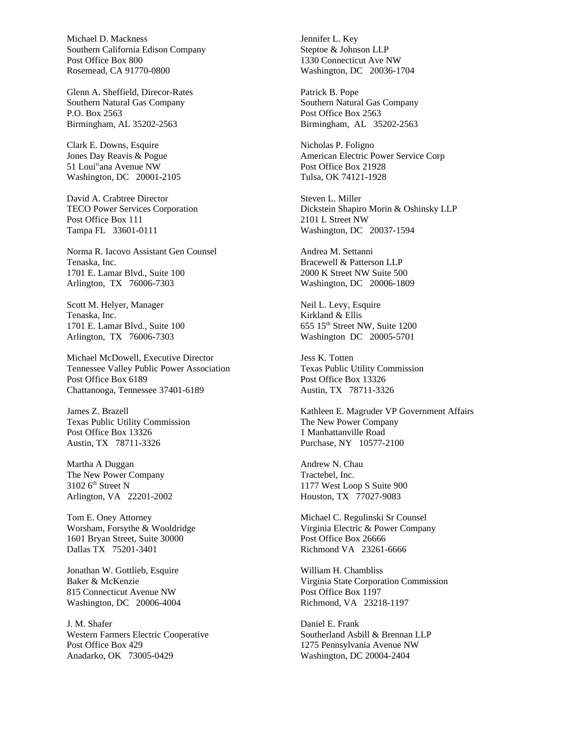Michael D. Mackness
Southern California Edison Company
Post Office Box 800
Rosemead, CA 91770-0800

Glenn A. Sheffield, Direcor-Rates
Southern Natural Gas Company
P.O. Box 2563
Birmingham, AL 35202-2563

Clark E. Downs, Esquire
Jones Day Reavis & Pogue
51 Louisiana Avenue NW
Washington, DC 20001-2105

David A. Crabtree Director
TECO Power Services Corporation
Post Office Box 111
Tampa FL 33601-0111

Norma R. Iacovo Assistant Gen Counsel
Tenaska, Inc.
1701 E. Lamar Blvd., Suite 100
Arlington, TX 76006-7303

Scott M. Helyer, Manager
Tenaska, Inc.
1701 E. Lamar Blvd., Suite 100
Arlington, TX 76006-7303

Michael McDowell, Executive Director
Tennessee Valley Public Power Association
Post Office Box 6189
Chattanooga, Tennessee 37401-6189

James Z. Brazell
Texas Public Utility Commission
Post Office Box 13326
Austin, TX 78711-3326

Martha A Duggan
The New Power Company
3102 6th Street N
Arlington, VA 22201-2002

Tom E. Oney Attorney
Worsham, Forsythe & Wooldridge
1601 Bryan Street, Suite 30000
Dallas TX 75201-3401

Jonathan W. Gottlieb, Esquire
Baker & McKenzie
815 Connecticut Avenue NW
Washington, DC 20006-4004

J. M. Shafer
Western Farmers Electric Cooperative
Post Office Box 429
Anadarko, OK 73005-0429

Jennifer L. Key
Steptoe & Johnson LLP
1330 Connecticut Ave NW
Washington, DC 20036-1704

Patrick B. Pope
Southern Natural Gas Company
Post Office Box 2563
Birmingham, AL 35202-2563

Nicholas P. Foligno
American Electric Power Service Corp
Post Office Box 21928
Tulsa, OK 74121-1928

Steven L. Miller
Dickstein Shapiro Morin & Oshinsky LLP
2101 L Street NW
Washington, DC 20037-1594

Andrea M. Settanni
Bracewell & Patterson LLP
2000 K Street NW Suite 500
Washington, DC 20006-1809

Neil L. Levy, Esquire
Kirkland & Ellis
655 15th Street NW, Suite 1200
Washington DC 20005-5701

Jess K. Totten
Texas Public Utility Commission
Post Office Box 13326
Austin, TX 78711-3326

Kathleen E. Magruder VP Government Affairs
The New Power Company
1 Manhattanville Road
Purchase, NY 10577-2100

Andrew N. Chau
Tractebel, Inc.
1177 West Loop S Suite 900
Houston, TX 77027-9083

Michael C. Regulinski Sr Counsel
Virginia Electric & Power Company
Post Office Box 26666
Richmond VA 23261-6666

William H. Chambliss
Virginia State Corporation Commission
Post Office Box 1197
Richmond, VA 23218-1197

Daniel E. Frank
Southerland Asbill & Brennan LLP
1275 Pennsylvania Avenue NW
Washington, DC 20004-2404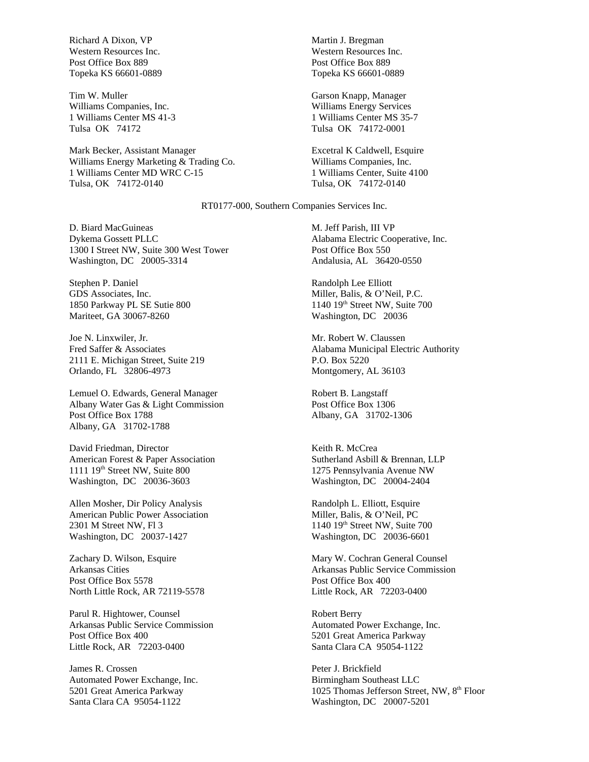Richard A Dixon, VP
Western Resources Inc.
Post Office Box 889
Topeka KS 66601-0889

Martin J. Bregman
Western Resources Inc.
Post Office Box 889
Topeka KS 66601-0889

Tim W. Muller
Williams Companies, Inc.
1 Williams Center MS 41-3
Tulsa OK 74172

Garson Knapp, Manager
Williams Energy Services
1 Williams Center MS 35-7
Tulsa OK 74172-0001

Mark Becker, Assistant Manager
Williams Energy Marketing & Trading Co.
1 Williams Center MD WRC C-15
Tulsa, OK 74172-0140

Excetral K Caldwell, Esquire
Williams Companies, Inc.
1 Williams Center, Suite 4100
Tulsa, OK 74172-0140

RT0177-000, Southern Companies Services Inc.

D. Biard MacGuineas
Dykema Gossett PLLC
1300 I Street NW, Suite 300 West Tower
Washington, DC 20005-3314

M. Jeff Parish, III VP
Alabama Electric Cooperative, Inc.
Post Office Box 550
Andalusia, AL 36420-0550

Stephen P. Daniel
GDS Associates, Inc.
1850 Parkway PL SE Sutie 800
Mariteet, GA 30067-8260

Randolph Lee Elliott
Miller, Balis, & O'Neil, P.C.
1140 19th Street NW, Suite 700
Washington, DC 20036

Joe N. Linxwiler, Jr.
Fred Saffer & Associates
2111 E. Michigan Street, Suite 219
Orlando, FL 32806-4973

Mr. Robert W. Claussen
Alabama Municipal Electric Authority
P.O. Box 5220
Montgomery, AL 36103

Lemuel O. Edwards, General Manager
Albany Water Gas & Light Commission
Post Office Box 1788
Albany, GA 31702-1788

Robert B. Langstaff
Post Office Box 1306
Albany, GA 31702-1306

David Friedman, Director
American Forest & Paper Association
1111 19th Street NW, Suite 800
Washington, DC 20036-3603

Keith R. McCrea
Sutherland Asbill & Brennan, LLP
1275 Pennsylvania Avenue NW
Washington, DC 20004-2404

Allen Mosher, Dir Policy Analysis
American Public Power Association
2301 M Street NW, Fl 3
Washington, DC 20037-1427

Randolph L. Elliott, Esquire
Miller, Balis, & O'Neil, PC
1140 19th Street NW, Suite 700
Washington, DC 20036-6601

Zachary D. Wilson, Esquire
Arkansas Cities
Post Office Box 5578
North Little Rock, AR 72119-5578

Mary W. Cochran General Counsel
Arkansas Public Service Commission
Post Office Box 400
Little Rock, AR 72203-0400

Parul R. Hightower, Counsel
Arkansas Public Service Commission
Post Office Box 400
Little Rock, AR 72203-0400

Robert Berry
Automated Power Exchange, Inc.
5201 Great America Parkway
Santa Clara CA 95054-1122

James R. Crossen
Automated Power Exchange, Inc.
5201 Great America Parkway
Santa Clara CA 95054-1122

Peter J. Brickfield
Birmingham Southeast LLC
1025 Thomas Jefferson Street, NW, 8th Floor
Washington, DC 20007-5201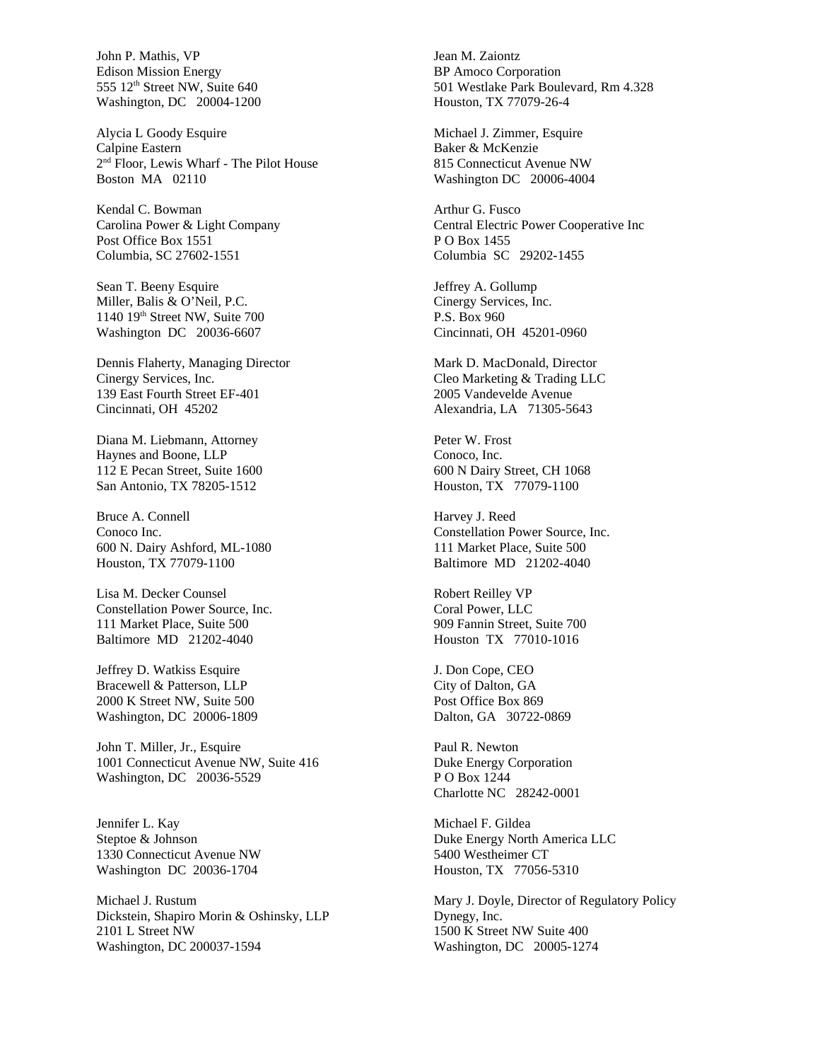John P. Mathis, VP
Edison Mission Energy
555 12th Street NW, Suite 640
Washington, DC 20004-1200

Alycia L Goody Esquire
Calpine Eastern
2nd Floor, Lewis Wharf - The Pilot House
Boston MA 02110

Kendal C. Bowman
Carolina Power & Light Company
Post Office Box 1551
Columbia, SC 27602-1551

Sean T. Beeny Esquire
Miller, Balis & O'Neil, P.C.
1140 19th Street NW, Suite 700
Washington DC 20036-6607

Dennis Flaherty, Managing Director
Cinergy Services, Inc.
139 East Fourth Street EF-401
Cincinnati, OH 45202

Diana M. Liebmann, Attorney
Haynes and Boone, LLP
112 E Pecan Street, Suite 1600
San Antonio, TX 78205-1512

Bruce A. Connell
Conoco Inc.
600 N. Dairy Ashford, ML-1080
Houston, TX 77079-1100

Lisa M. Decker Counsel
Constellation Power Source, Inc.
111 Market Place, Suite 500
Baltimore MD 21202-4040

Jeffrey D. Watkiss Esquire
Bracewell & Patterson, LLP
2000 K Street NW, Suite 500
Washington, DC 20006-1809

John T. Miller, Jr., Esquire
1001 Connecticut Avenue NW, Suite 416
Washington, DC 20036-5529

Jennifer L. Kay
Steptoe & Johnson
1330 Connecticut Avenue NW
Washington DC 20036-1704

Michael J. Rustum
Dickstein, Shapiro Morin & Oshinsky, LLP
2101 L Street NW
Washington, DC 200037-1594

Jean M. Zaiontz
BP Amoco Corporation
501 Westlake Park Boulevard, Rm 4.328
Houston, TX 77079-26-4

Michael J. Zimmer, Esquire
Baker & McKenzie
815 Connecticut Avenue NW
Washington DC 20006-4004

Arthur G. Fusco
Central Electric Power Cooperative Inc
P O Box 1455
Columbia SC 29202-1455

Jeffrey A. Gollump
Cinergy Services, Inc.
P.S. Box 960
Cincinnati, OH 45201-0960

Mark D. MacDonald, Director
Cleo Marketing & Trading LLC
2005 Vandevelde Avenue
Alexandria, LA 71305-5643

Peter W. Frost
Conoco, Inc.
600 N Dairy Street, CH 1068
Houston, TX 77079-1100

Harvey J. Reed
Constellation Power Source, Inc.
111 Market Place, Suite 500
Baltimore MD 21202-4040

Robert Reilley VP
Coral Power, LLC
909 Fannin Street, Suite 700
Houston TX 77010-1016

J. Don Cope, CEO
City of Dalton, GA
Post Office Box 869
Dalton, GA 30722-0869

Paul R. Newton
Duke Energy Corporation
P O Box 1244
Charlotte NC 28242-0001

Michael F. Gildea
Duke Energy North America LLC
5400 Westheimer CT
Houston, TX 77056-5310

Mary J. Doyle, Director of Regulatory Policy
Dynegy, Inc.
1500 K Street NW Suite 400
Washington, DC 20005-1274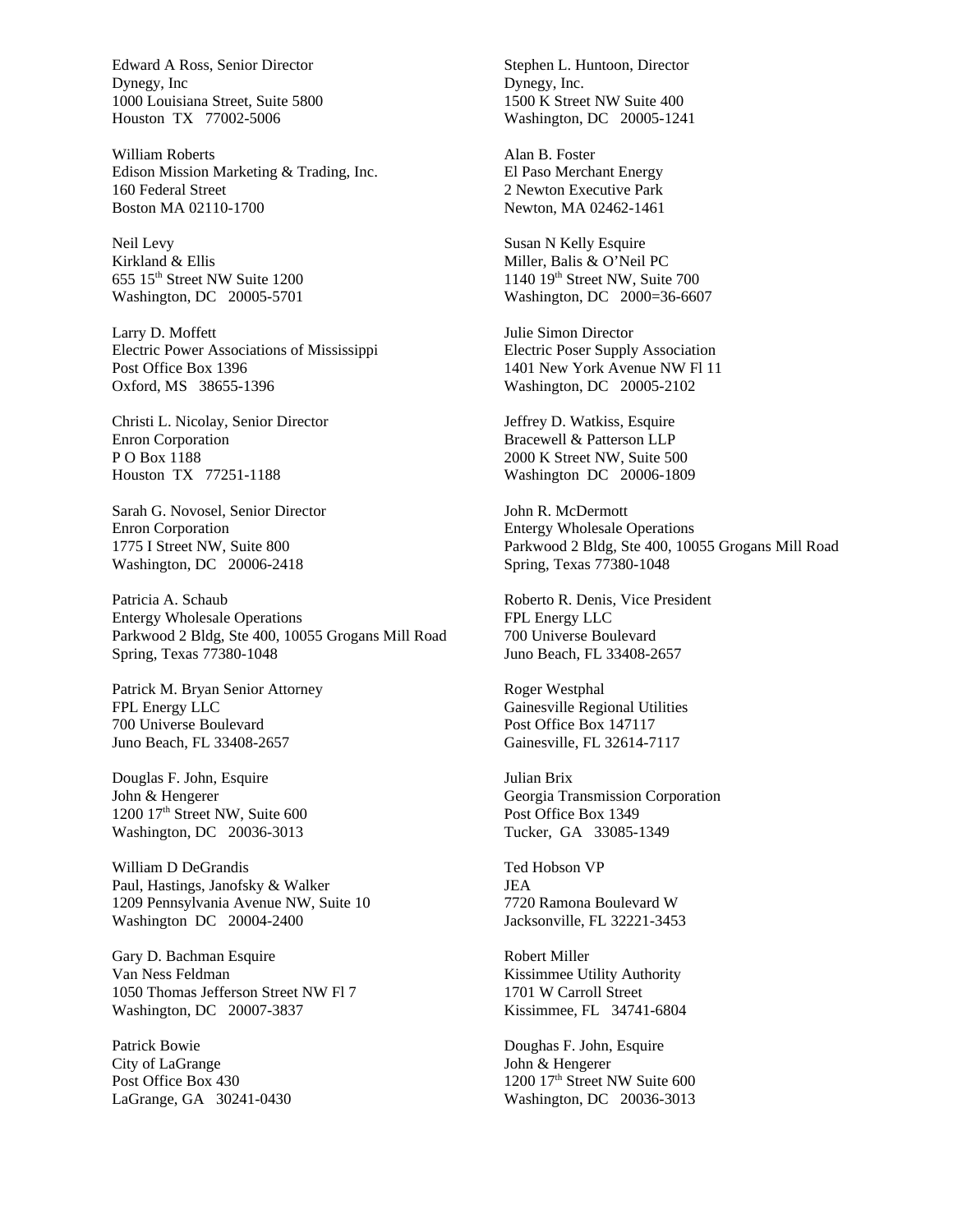Edward A Ross, Senior Director
Dynegy, Inc
1000 Louisiana Street, Suite 5800
Houston TX 77002-5006

Stephen L. Huntoon, Director
Dynegy, Inc.
1500 K Street NW Suite 400
Washington, DC 20005-1241

William Roberts
Edison Mission Marketing & Trading, Inc.
160 Federal Street
Boston MA 02110-1700

Alan B. Foster
El Paso Merchant Energy
2 Newton Executive Park
Newton, MA 02462-1461

Neil Levy
Kirkland & Ellis
655 15th Street NW Suite 1200
Washington, DC 20005-5701

Susan N Kelly Esquire
Miller, Balis & O'Neil PC
1140 19th Street NW, Suite 700
Washington, DC 2000=36-6607

Larry D. Moffett
Electric Power Associations of Mississippi
Post Office Box 1396
Oxford, MS 38655-1396

Julie Simon Director
Electric Poser Supply Association
1401 New York Avenue NW Fl 11
Washington, DC 20005-2102

Christi L. Nicolay, Senior Director
Enron Corporation
P O Box 1188
Houston TX 77251-1188

Jeffrey D. Watkiss, Esquire
Bracewell & Patterson LLP
2000 K Street NW, Suite 500
Washington DC 20006-1809

Sarah G. Novosel, Senior Director
Enron Corporation
1775 I Street NW, Suite 800
Washington, DC 20006-2418

John R. McDermott
Entergy Wholesale Operations
Parkwood 2 Bldg, Ste 400, 10055 Grogans Mill Road
Spring, Texas 77380-1048

Patricia A. Schaub
Entergy Wholesale Operations
Parkwood 2 Bldg, Ste 400, 10055 Grogans Mill Road
Spring, Texas 77380-1048

Roberto R. Denis, Vice President
FPL Energy LLC
700 Universe Boulevard
Juno Beach, FL 33408-2657

Patrick M. Bryan Senior Attorney
FPL Energy LLC
700 Universe Boulevard
Juno Beach, FL 33408-2657

Roger Westphal
Gainesville Regional Utilities
Post Office Box 147117
Gainesville, FL 32614-7117

Douglas F. John, Esquire
John & Hengerer
1200 17th Street NW, Suite 600
Washington, DC 20036-3013

Julian Brix
Georgia Transmission Corporation
Post Office Box 1349
Tucker, GA 33085-1349

William D DeGrandis
Paul, Hastings, Janofsky & Walker
1209 Pennsylvania Avenue NW, Suite 10
Washington DC 20004-2400

Ted Hobson VP
JEA
7720 Ramona Boulevard W
Jacksonville, FL 32221-3453

Gary D. Bachman Esquire
Van Ness Feldman
1050 Thomas Jefferson Street NW Fl 7
Washington, DC 20007-3837

Robert Miller
Kissimmee Utility Authority
1701 W Carroll Street
Kissimmee, FL 34741-6804

Patrick Bowie
City of LaGrange
Post Office Box 430
LaGrange, GA 30241-0430

Doughas F. John, Esquire
John & Hengerer
1200 17th Street NW Suite 600
Washington, DC 20036-3013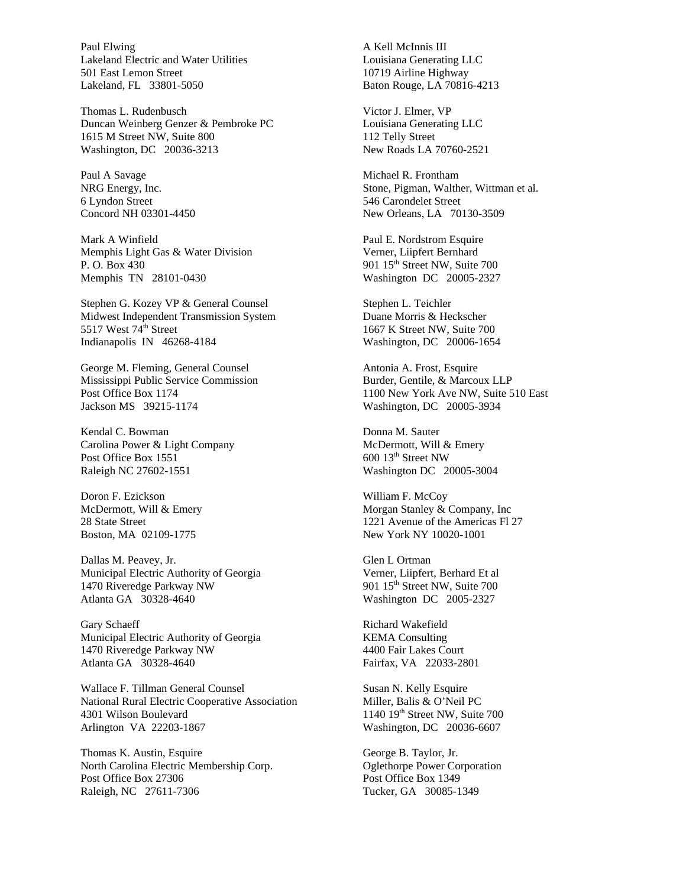Paul Elwing
Lakeland Electric and Water Utilities
501 East Lemon Street
Lakeland, FL 33801-5050

Thomas L. Rudenbusch
Duncan Weinberg Genzer & Pembroke PC
1615 M Street NW, Suite 800
Washington, DC 20036-3213

Paul A Savage
NRG Energy, Inc.
6 Lyndon Street
Concord NH 03301-4450

Mark A Winfield
Memphis Light Gas & Water Division
P. O. Box 430
Memphis TN 28101-0430

Stephen G. Kozey VP & General Counsel
Midwest Independent Transmission System
5517 West 74th Street
Indianapolis IN 46268-4184

George M. Fleming, General Counsel
Mississippi Public Service Commission
Post Office Box 1174
Jackson MS 39215-1174

Kendal C. Bowman
Carolina Power & Light Company
Post Office Box 1551
Raleigh NC 27602-1551

Doron F. Ezickson
McDermott, Will & Emery
28 State Street
Boston, MA 02109-1775

Dallas M. Peavey, Jr.
Municipal Electric Authority of Georgia
1470 Riveredge Parkway NW
Atlanta GA 30328-4640

Gary Schaeff
Municipal Electric Authority of Georgia
1470 Riveredge Parkway NW
Atlanta GA 30328-4640

Wallace F. Tillman General Counsel
National Rural Electric Cooperative Association
4301 Wilson Boulevard
Arlington VA 22203-1867

Thomas K. Austin, Esquire
North Carolina Electric Membership Corp.
Post Office Box 27306
Raleigh, NC 27611-7306

A Kell McInnis III
Louisiana Generating LLC
10719 Airline Highway
Baton Rouge, LA 70816-4213

Victor J. Elmer, VP
Louisiana Generating LLC
112 Telly Street
New Roads LA 70760-2521

Michael R. Frontham
Stone, Pigman, Walther, Wittman et al.
546 Carondelet Street
New Orleans, LA 70130-3509

Paul E. Nordstrom Esquire
Verner, Liipfert Bernhard
901 15th Street NW, Suite 700
Washington DC 20005-2327

Stephen L. Teichler
Duane Morris & Heckscher
1667 K Street NW, Suite 700
Washington, DC 20006-1654

Antonia A. Frost, Esquire
Burder, Gentile, & Marcoux LLP
1100 New York Ave NW, Suite 510 East
Washington, DC 20005-3934

Donna M. Sauter
McDermott, Will & Emery
600 13th Street NW
Washington DC 20005-3004

William F. McCoy
Morgan Stanley & Company, Inc
1221 Avenue of the Americas Fl 27
New York NY 10020-1001

Glen L Ortman
Verner, Liipfert, Berhard Et al
901 15th Street NW, Suite 700
Washington DC 2005-2327

Richard Wakefield
KEMA Consulting
4400 Fair Lakes Court
Fairfax, VA 22033-2801

Susan N. Kelly Esquire
Miller, Balis & O'Neil PC
1140 19th Street NW, Suite 700
Washington, DC 20036-6607

George B. Taylor, Jr.
Oglethorpe Power Corporation
Post Office Box 1349
Tucker, GA 30085-1349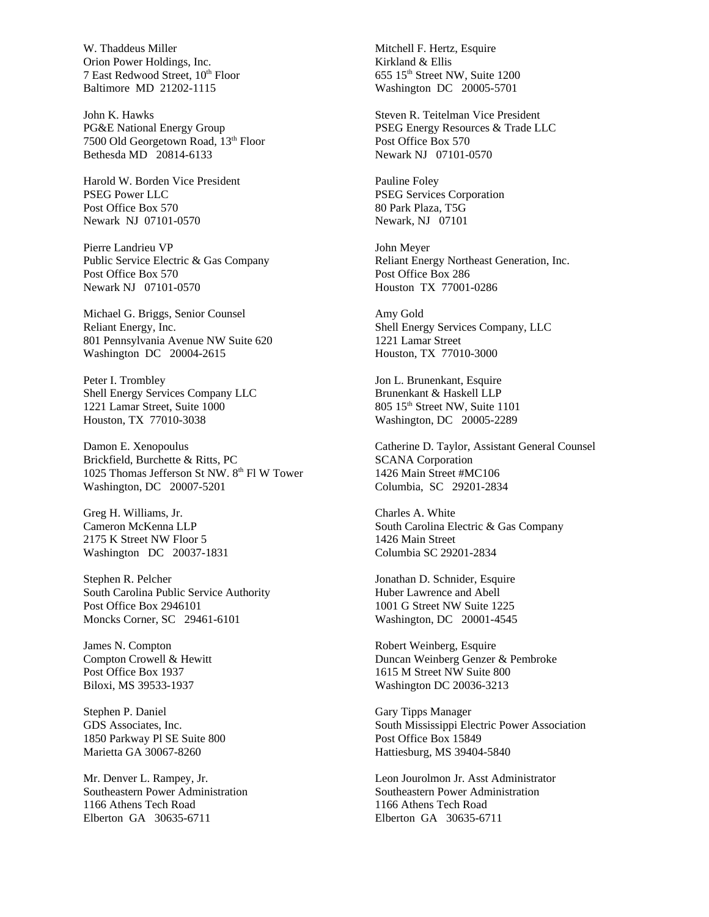W. Thaddeus Miller
Orion Power Holdings, Inc.
7 East Redwood Street, 10th Floor
Baltimore MD 21202-1115

John K. Hawks
PG&E National Energy Group
7500 Old Georgetown Road, 13th Floor
Bethesda MD 20814-6133

Harold W. Borden Vice President
PSEG Power LLC
Post Office Box 570
Newark NJ 07101-0570

Pierre Landrieu VP
Public Service Electric & Gas Company
Post Office Box 570
Newark NJ 07101-0570

Michael G. Briggs, Senior Counsel
Reliant Energy, Inc.
801 Pennsylvania Avenue NW Suite 620
Washington DC 20004-2615

Peter I. Trombley
Shell Energy Services Company LLC
1221 Lamar Street, Suite 1000
Houston, TX 77010-3038

Damon E. Xenopoulus
Brickfield, Burchette & Ritts, PC
1025 Thomas Jefferson St NW. 8th Fl W Tower
Washington, DC 20007-5201

Greg H. Williams, Jr.
Cameron McKenna LLP
2175 K Street NW Floor 5
Washington DC 20037-1831

Stephen R. Pelcher
South Carolina Public Service Authority
Post Office Box 2946101
Moncks Corner, SC 29461-6101

James N. Compton
Compton Crowell & Hewitt
Post Office Box 1937
Biloxi, MS 39533-1937

Stephen P. Daniel
GDS Associates, Inc.
1850 Parkway Pl SE Suite 800
Marietta GA 30067-8260

Mr. Denver L. Rampey, Jr.
Southeastern Power Administration
1166 Athens Tech Road
Elberton GA 30635-6711

Mitchell F. Hertz, Esquire
Kirkland & Ellis
655 15th Street NW, Suite 1200
Washington DC 20005-5701

Steven R. Teitelman Vice President
PSEG Energy Resources & Trade LLC
Post Office Box 570
Newark NJ 07101-0570

Pauline Foley
PSEG Services Corporation
80 Park Plaza, T5G
Newark, NJ 07101

John Meyer
Reliant Energy Northeast Generation, Inc.
Post Office Box 286
Houston TX 77001-0286

Amy Gold
Shell Energy Services Company, LLC
1221 Lamar Street
Houston, TX 77010-3000

Jon L. Brunenkant, Esquire
Brunenkant & Haskell LLP
805 15th Street NW, Suite 1101
Washington, DC 20005-2289

Catherine D. Taylor, Assistant General Counsel
SCANA Corporation
1426 Main Street #MC106
Columbia, SC 29201-2834

Charles A. White
South Carolina Electric & Gas Company
1426 Main Street
Columbia SC 29201-2834

Jonathan D. Schnider, Esquire
Huber Lawrence and Abell
1001 G Street NW Suite 1225
Washington, DC 20001-4545

Robert Weinberg, Esquire
Duncan Weinberg Genzer & Pembroke
1615 M Street NW Suite 800
Washington DC 20036-3213

Gary Tipps Manager
South Mississippi Electric Power Association
Post Office Box 15849
Hattiesburg, MS 39404-5840

Leon Jourolmon Jr. Asst Administrator
Southeastern Power Administration
1166 Athens Tech Road
Elberton GA 30635-6711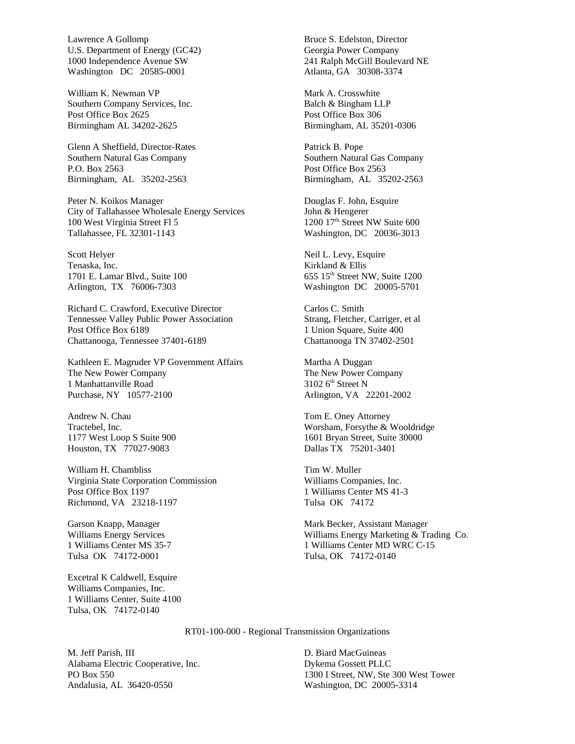Lawrence A Gollomp
U.S. Department of Energy (GC42)
1000 Independence Avenue SW
Washington DC 20585-0001

Bruce S. Edelston, Director
Georgia Power Company
241 Ralph McGill Boulevard NE
Atlanta, GA 30308-3374

William K. Newman VP
Southern Company Services, Inc.
Post Office Box 2625
Birmingham AL 34202-2625

Mark A. Crosswhite
Balch & Bingham LLP
Post Office Box 306
Birmingham, AL 35201-0306

Glenn A Sheffield, Director-Rates
Southern Natural Gas Company
P.O. Box 2563
Birmingham, AL 35202-2563

Patrick B. Pope
Southern Natural Gas Company
Post Office Box 2563
Birmingham, AL 35202-2563

Peter N. Koikos Manager
City of Tallahassee Wholesale Energy Services
100 West Virginia Street Fl 5
Tallahassee, FL 32301-1143

Douglas F. John, Esquire
John & Hengerer
1200 17th Street NW Suite 600
Washington, DC 20036-3013

Scott Helyer
Tenaska, Inc.
1701 E. Lamar Blvd., Suite 100
Arlington, TX 76006-7303

Neil L. Levy, Esquire
Kirkland & Ellis
655 15th Street NW, Suite 1200
Washington DC 20005-5701

Richard C. Crawford, Executive Director
Tennessee Valley Public Power Association
Post Office Box 6189
Chattanooga, Tennessee 37401-6189

Carlos C. Smith
Strang, Fletcher, Carriger, et al
1 Union Square, Suite 400
Chattanooga TN 37402-2501

Kathleen E. Magruder VP Government Affairs
The New Power Company
1 Manhattanville Road
Purchase, NY 10577-2100

Martha A Duggan
The New Power Company
3102 6th Street N
Arlington, VA 22201-2002

Andrew N. Chau
Tractebel, Inc.
1177 West Loop S Suite 900
Houston, TX 77027-9083

Tom E. Oney Attorney
Worsham, Forsythe & Wooldridge
1601 Bryan Street, Suite 30000
Dallas TX 75201-3401

William H. Chambliss
Virginia State Corporation Commission
Post Office Box 1197
Richmond, VA 23218-1197

Tim W. Muller
Williams Companies, Inc.
1 Williams Center MS 41-3
Tulsa OK 74172

Garson Knapp, Manager
Williams Energy Services
1 Williams Center MS 35-7
Tulsa OK 74172-0001

Mark Becker, Assistant Manager
Williams Energy Marketing & Trading Co.
1 Williams Center MD WRC C-15
Tulsa, OK 74172-0140

Excetral K Caldwell, Esquire
Williams Companies, Inc.
1 Williams Center, Suite 4100
Tulsa, OK 74172-0140

RT01-100-000 - Regional Transmission Organizations

M. Jeff Parish, III
Alabama Electric Cooperative, Inc.
PO Box 550
Andalusia, AL 36420-0550

D. Biard MacGuineas
Dykema Gossett PLLC
1300 I Street, NW, Ste 300 West Tower
Washington, DC 20005-3314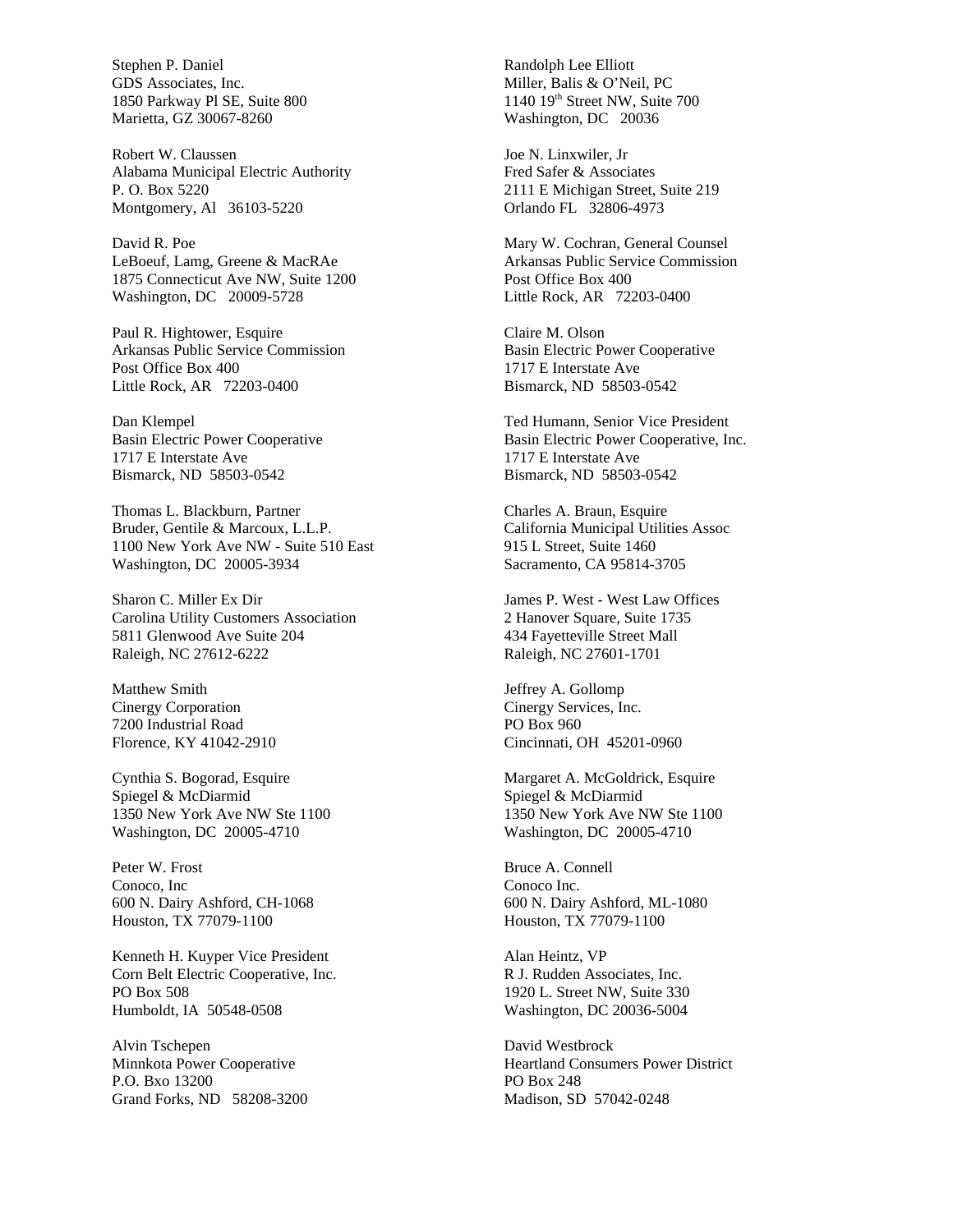Stephen P. Daniel
GDS Associates, Inc.
1850 Parkway Pl SE, Suite 800
Marietta, GZ 30067-8260

Randolph Lee Elliott
Miller, Balis & O'Neil, PC
1140 19th Street NW, Suite 700
Washington, DC 20036

Robert W. Claussen
Alabama Municipal Electric Authority
P. O. Box 5220
Montgomery, Al 36103-5220

Joe N. Linxwiler, Jr
Fred Safer & Associates
2111 E Michigan Street, Suite 219
Orlando FL 32806-4973

David R. Poe
LeBoeuf, Lamg, Greene & MacRAe
1875 Connecticut Ave NW, Suite 1200
Washington, DC 20009-5728

Mary W. Cochran, General Counsel
Arkansas Public Service Commission
Post Office Box 400
Little Rock, AR 72203-0400

Paul R. Hightower, Esquire
Arkansas Public Service Commission
Post Office Box 400
Little Rock, AR 72203-0400

Claire M. Olson
Basin Electric Power Cooperative
1717 E Interstate Ave
Bismarck, ND 58503-0542

Dan Klempel
Basin Electric Power Cooperative
1717 E Interstate Ave
Bismarck, ND 58503-0542

Ted Humann, Senior Vice President
Basin Electric Power Cooperative, Inc.
1717 E Interstate Ave
Bismarck, ND 58503-0542

Thomas L. Blackburn, Partner
Bruder, Gentile & Marcoux, L.L.P.
1100 New York Ave NW - Suite 510 East
Washington, DC 20005-3934

Charles A. Braun, Esquire
California Municipal Utilities Assoc
915 L Street, Suite 1460
Sacramento, CA 95814-3705

Sharon C. Miller Ex Dir
Carolina Utility Customers Association
5811 Glenwood Ave Suite 204
Raleigh, NC 27612-6222

James P. West - West Law Offices
2 Hanover Square, Suite 1735
434 Fayetteville Street Mall
Raleigh, NC 27601-1701

Matthew Smith
Cinergy Corporation
7200 Industrial Road
Florence, KY 41042-2910

Jeffrey A. Gollomp
Cinergy Services, Inc.
PO Box 960
Cincinnati, OH 45201-0960

Cynthia S. Bogorad, Esquire
Spiegel & McDiarmid
1350 New York Ave NW Ste 1100
Washington, DC 20005-4710

Margaret A. McGoldrick, Esquire
Spiegel & McDiarmid
1350 New York Ave NW Ste 1100
Washington, DC 20005-4710

Peter W. Frost
Conoco, Inc
600 N. Dairy Ashford, CH-1068
Houston, TX 77079-1100

Bruce A. Connell
Conoco Inc.
600 N. Dairy Ashford, ML-1080
Houston, TX 77079-1100

Kenneth H. Kuyper Vice President
Corn Belt Electric Cooperative, Inc.
PO Box 508
Humboldt, IA 50548-0508

Alan Heintz, VP
R J. Rudden Associates, Inc.
1920 L. Street NW, Suite 330
Washington, DC 20036-5004

Alvin Tschepen
Minnkota Power Cooperative
P.O. Bxo 13200
Grand Forks, ND 58208-3200

David Westbrock
Heartland Consumers Power District
PO Box 248
Madison, SD 57042-0248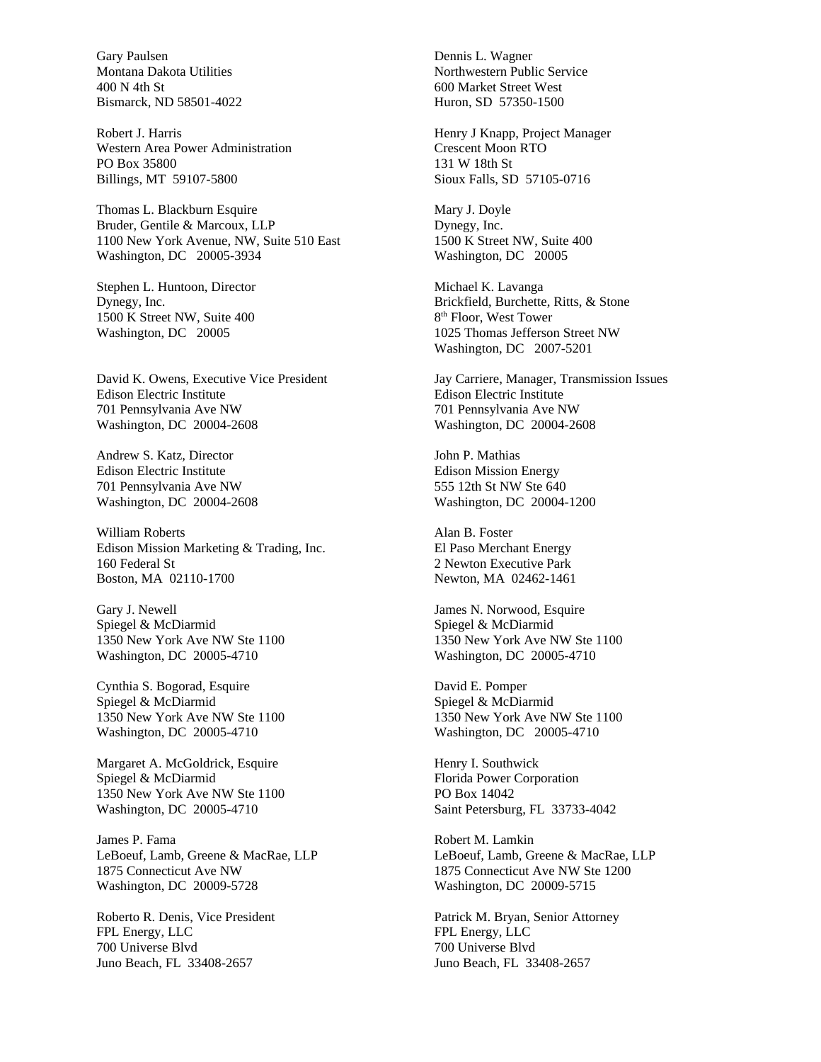Gary Paulsen
Montana Dakota Utilities
400 N 4th St
Bismarck, ND 58501-4022

Dennis L. Wagner
Northwestern Public Service
600 Market Street West
Huron, SD 57350-1500

Robert J. Harris
Western Area Power Administration
PO Box 35800
Billings, MT 59107-5800

Henry J Knapp, Project Manager
Crescent Moon RTO
131 W 18th St
Sioux Falls, SD 57105-0716

Thomas L. Blackburn Esquire
Bruder, Gentile & Marcoux, LLP
1100 New York Avenue, NW, Suite 510 East
Washington, DC 20005-3934

Mary J. Doyle
Dynegy, Inc.
1500 K Street NW, Suite 400
Washington, DC 20005

Stephen L. Huntoon, Director
Dynegy, Inc.
1500 K Street NW, Suite 400
Washington, DC 20005

Michael K. Lavanga
Brickfield, Burchette, Ritts, & Stone
8th Floor, West Tower
1025 Thomas Jefferson Street NW
Washington, DC 2007-5201

David K. Owens, Executive Vice President
Edison Electric Institute
701 Pennsylvania Ave NW
Washington, DC 20004-2608

Jay Carriere, Manager, Transmission Issues
Edison Electric Institute
701 Pennsylvania Ave NW
Washington, DC 20004-2608

Andrew S. Katz, Director
Edison Electric Institute
701 Pennsylvania Ave NW
Washington, DC 20004-2608

John P. Mathias
Edison Mission Energy
555 12th St NW Ste 640
Washington, DC 20004-1200

William Roberts
Edison Mission Marketing & Trading, Inc.
160 Federal St
Boston, MA 02110-1700

Alan B. Foster
El Paso Merchant Energy
2 Newton Executive Park
Newton, MA 02462-1461

Gary J. Newell
Spiegel & McDiarmid
1350 New York Ave NW Ste 1100
Washington, DC 20005-4710

James N. Norwood, Esquire
Spiegel & McDiarmid
1350 New York Ave NW Ste 1100
Washington, DC 20005-4710

Cynthia S. Bogorad, Esquire
Spiegel & McDiarmid
1350 New York Ave NW Ste 1100
Washington, DC 20005-4710

David E. Pomper
Spiegel & McDiarmid
1350 New York Ave NW Ste 1100
Washington, DC 20005-4710

Margaret A. McGoldrick, Esquire
Spiegel & McDiarmid
1350 New York Ave NW Ste 1100
Washington, DC 20005-4710

Henry I. Southwick
Florida Power Corporation
PO Box 14042
Saint Petersburg, FL 33733-4042

James P. Fama
LeBoeuf, Lamb, Greene & MacRae, LLP
1875 Connecticut Ave NW
Washington, DC 20009-5728

Robert M. Lamkin
LeBoeuf, Lamb, Greene & MacRae, LLP
1875 Connecticut Ave NW Ste 1200
Washington, DC 20009-5715

Roberto R. Denis, Vice President
FPL Energy, LLC
700 Universe Blvd
Juno Beach, FL 33408-2657

Patrick M. Bryan, Senior Attorney
FPL Energy, LLC
700 Universe Blvd
Juno Beach, FL 33408-2657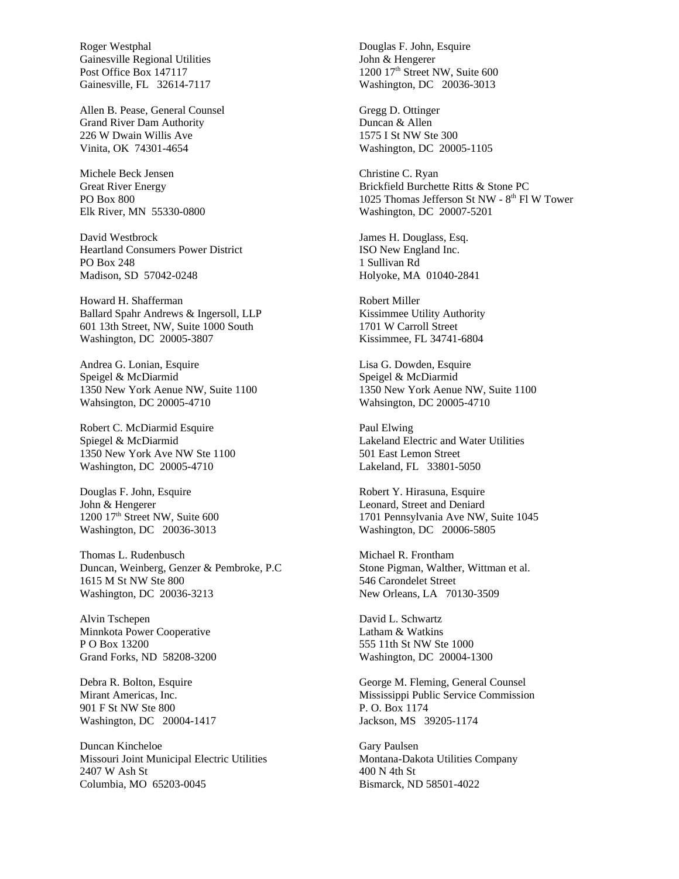Roger Westphal
Gainesville Regional Utilities
Post Office Box 147117
Gainesville, FL 32614-7117

Allen B. Pease, General Counsel
Grand River Dam Authority
226 W Dwain Willis Ave
Vinita, OK 74301-4654

Michele Beck Jensen
Great River Energy
PO Box 800
Elk River, MN 55330-0800

David Westbrock
Heartland Consumers Power District
PO Box 248
Madison, SD 57042-0248

Howard H. Shafferman
Ballard Spahr Andrews & Ingersoll, LLP
601 13th Street, NW, Suite 1000 South
Washington, DC 20005-3807

Andrea G. Lonian, Esquire
Speigel & McDiarmid
1350 New York Aenue NW, Suite 1100
Wahsington, DC 20005-4710

Robert C. McDiarmid Esquire
Spiegel & McDiarmid
1350 New York Ave NW Ste 1100
Washington, DC 20005-4710

Douglas F. John, Esquire
John & Hengerer
1200 17th Street NW, Suite 600
Washington, DC 20036-3013

Thomas L. Rudenbusch
Duncan, Weinberg, Genzer & Pembroke, P.C
1615 M St NW Ste 800
Washington, DC 20036-3213

Alvin Tschepen
Minnkota Power Cooperative
P O Box 13200
Grand Forks, ND 58208-3200

Debra R. Bolton, Esquire
Mirant Americas, Inc.
901 F St NW Ste 800
Washington, DC 20004-1417

Duncan Kincheloe
Missouri Joint Municipal Electric Utilities
2407 W Ash St
Columbia, MO 65203-0045

Douglas F. John, Esquire
John & Hengerer
1200 17th Street NW, Suite 600
Washington, DC 20036-3013

Gregg D. Ottinger
Duncan & Allen
1575 I St NW Ste 300
Washington, DC 20005-1105

Christine C. Ryan
Brickfield Burchette Ritts & Stone PC
1025 Thomas Jefferson St NW - 8th Fl W Tower
Washington, DC 20007-5201

James H. Douglass, Esq.
ISO New England Inc.
1 Sullivan Rd
Holyoke, MA 01040-2841

Robert Miller
Kissimmee Utility Authority
1701 W Carroll Street
Kissimmee, FL 34741-6804

Lisa G. Dowden, Esquire
Speigel & McDiarmid
1350 New York Aenue NW, Suite 1100
Wahsington, DC 20005-4710

Paul Elwing
Lakeland Electric and Water Utilities
501 East Lemon Street
Lakeland, FL 33801-5050

Robert Y. Hirasuna, Esquire
Leonard, Street and Deniard
1701 Pennsylvania Ave NW, Suite 1045
Washington, DC 20006-5805

Michael R. Frontham
Stone Pigman, Walther, Wittman et al.
546 Carondelet Street
New Orleans, LA 70130-3509

David L. Schwartz
Latham & Watkins
555 11th St NW Ste 1000
Washington, DC 20004-1300

George M. Fleming, General Counsel
Mississippi Public Service Commission
P. O. Box 1174
Jackson, MS 39205-1174

Gary Paulsen
Montana-Dakota Utilities Company
400 N 4th St
Bismarck, ND 58501-4022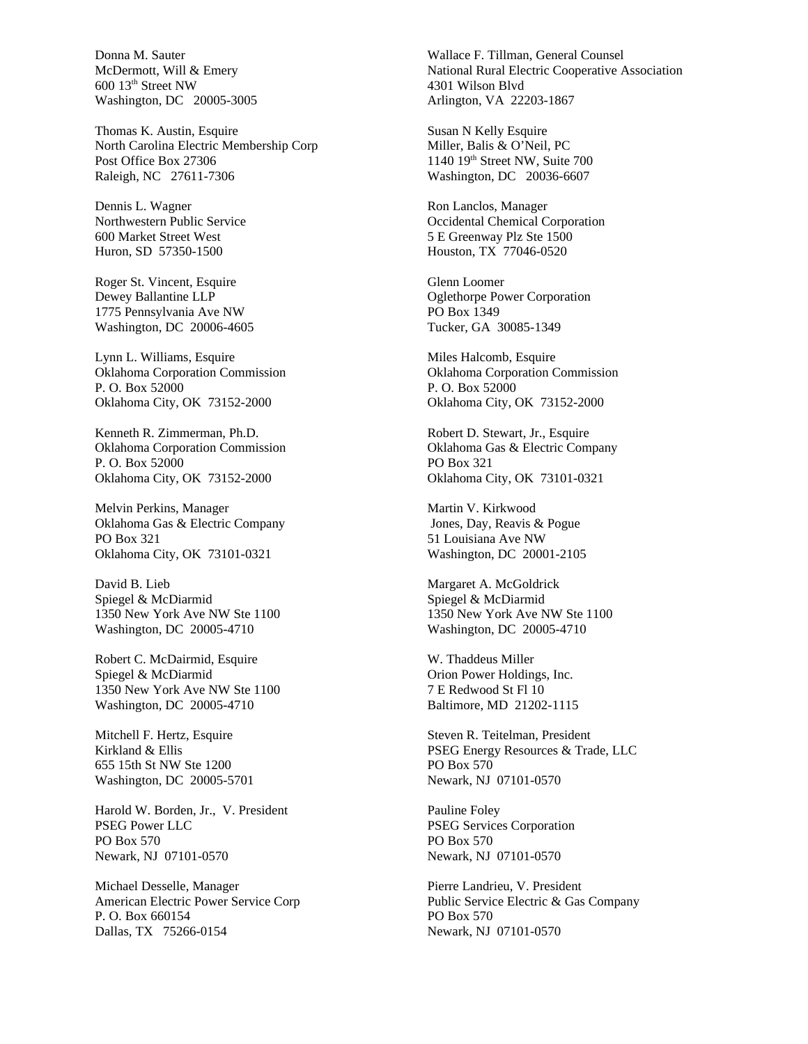Donna M. Sauter
McDermott, Will & Emery
600 13th Street NW
Washington, DC 20005-3005

Thomas K. Austin, Esquire
North Carolina Electric Membership Corp
Post Office Box 27306
Raleigh, NC 27611-7306

Dennis L. Wagner
Northwestern Public Service
600 Market Street West
Huron, SD 57350-1500

Roger St. Vincent, Esquire
Dewey Ballantine LLP
1775 Pennsylvania Ave NW
Washington, DC 20006-4605

Lynn L. Williams, Esquire
Oklahoma Corporation Commission
P. O. Box 52000
Oklahoma City, OK 73152-2000

Kenneth R. Zimmerman, Ph.D.
Oklahoma Corporation Commission
P. O. Box 52000
Oklahoma City, OK 73152-2000

Melvin Perkins, Manager
Oklahoma Gas & Electric Company
PO Box 321
Oklahoma City, OK 73101-0321

David B. Lieb
Spiegel & McDiarmid
1350 New York Ave NW Ste 1100
Washington, DC 20005-4710

Robert C. McDairmid, Esquire
Spiegel & McDiarmid
1350 New York Ave NW Ste 1100
Washington, DC 20005-4710

Mitchell F. Hertz, Esquire
Kirkland & Ellis
655 15th St NW Ste 1200
Washington, DC 20005-5701

Harold W. Borden, Jr., V. President
PSEG Power LLC
PO Box 570
Newark, NJ 07101-0570

Michael Desselle, Manager
American Electric Power Service Corp
P. O. Box 660154
Dallas, TX 75266-0154

Wallace F. Tillman, General Counsel
National Rural Electric Cooperative Association
4301 Wilson Blvd
Arlington, VA 22203-1867

Susan N Kelly Esquire
Miller, Balis & O'Neil, PC
1140 19th Street NW, Suite 700
Washington, DC 20036-6607

Ron Lanclos, Manager
Occidental Chemical Corporation
5 E Greenway Plz Ste 1500
Houston, TX 77046-0520

Glenn Loomer
Oglethorpe Power Corporation
PO Box 1349
Tucker, GA 30085-1349

Miles Halcomb, Esquire
Oklahoma Corporation Commission
P. O. Box 52000
Oklahoma City, OK 73152-2000

Robert D. Stewart, Jr., Esquire
Oklahoma Gas & Electric Company
PO Box 321
Oklahoma City, OK 73101-0321

Martin V. Kirkwood
Jones, Day, Reavis & Pogue
51 Louisiana Ave NW
Washington, DC 20001-2105

Margaret A. McGoldrick
Spiegel & McDiarmid
1350 New York Ave NW Ste 1100
Washington, DC 20005-4710

W. Thaddeus Miller
Orion Power Holdings, Inc.
7 E Redwood St Fl 10
Baltimore, MD 21202-1115

Steven R. Teitelman, President
PSEG Energy Resources & Trade, LLC
PO Box 570
Newark, NJ 07101-0570

Pauline Foley
PSEG Services Corporation
PO Box 570
Newark, NJ 07101-0570

Pierre Landrieu, V. President
Public Service Electric & Gas Company
PO Box 570
Newark, NJ 07101-0570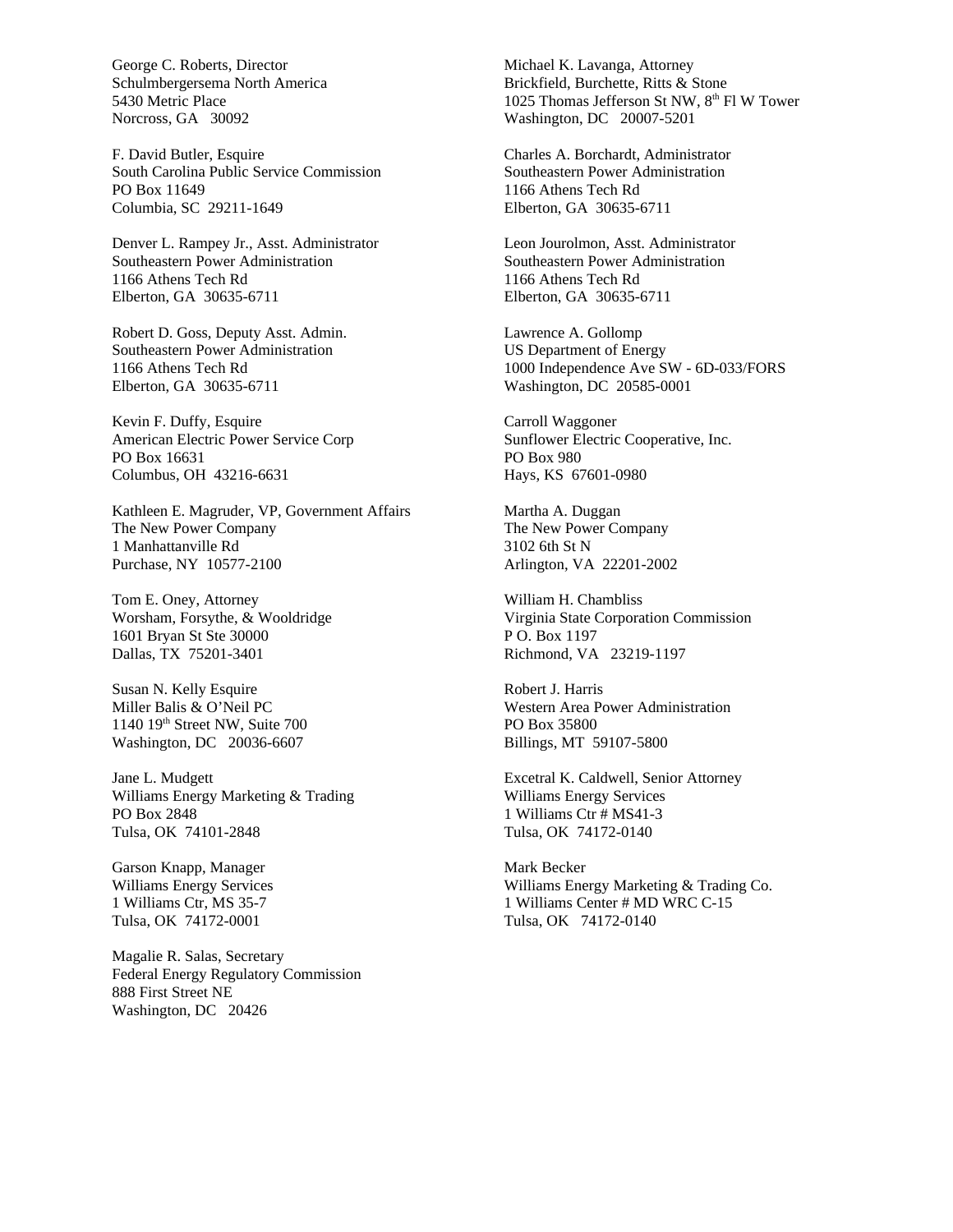George C. Roberts, Director
Schulmbergersema North America
5430 Metric Place
Norcross, GA 30092

Michael K. Lavanga, Attorney
Brickfield, Burchette, Ritts & Stone
1025 Thomas Jefferson St NW, 8th Fl W Tower
Washington, DC 20007-5201

F. David Butler, Esquire
South Carolina Public Service Commission
PO Box 11649
Columbia, SC 29211-1649

Charles A. Borchardt, Administrator
Southeastern Power Administration
1166 Athens Tech Rd
Elberton, GA 30635-6711

Denver L. Rampey Jr., Asst. Administrator
Southeastern Power Administration
1166 Athens Tech Rd
Elberton, GA 30635-6711

Leon Jourolmon, Asst. Administrator
Southeastern Power Administration
1166 Athens Tech Rd
Elberton, GA 30635-6711

Robert D. Goss, Deputy Asst. Admin.
Southeastern Power Administration
1166 Athens Tech Rd
Elberton, GA 30635-6711

Lawrence A. Gollomp
US Department of Energy
1000 Independence Ave SW - 6D-033/FORS
Washington, DC 20585-0001

Kevin F. Duffy, Esquire
American Electric Power Service Corp
PO Box 16631
Columbus, OH 43216-6631

Carroll Waggoner
Sunflower Electric Cooperative, Inc.
PO Box 980
Hays, KS 67601-0980

Kathleen E. Magruder, VP, Government Affairs
The New Power Company
1 Manhattanville Rd
Purchase, NY 10577-2100

Martha A. Duggan
The New Power Company
3102 6th St N
Arlington, VA 22201-2002

Tom E. Oney, Attorney
Worsham, Forsythe, & Wooldridge
1601 Bryan St Ste 30000
Dallas, TX 75201-3401

William H. Chambliss
Virginia State Corporation Commission
P O. Box 1197
Richmond, VA 23219-1197

Susan N. Kelly Esquire
Miller Balis & O'Neil PC
1140 19th Street NW, Suite 700
Washington, DC 20036-6607

Robert J. Harris
Western Area Power Administration
PO Box 35800
Billings, MT 59107-5800

Jane L. Mudgett
Williams Energy Marketing & Trading
PO Box 2848
Tulsa, OK 74101-2848

Excetral K. Caldwell, Senior Attorney
Williams Energy Services
1 Williams Ctr # MS41-3
Tulsa, OK 74172-0140

Garson Knapp, Manager
Williams Energy Services
1 Williams Ctr, MS 35-7
Tulsa, OK 74172-0001

Mark Becker
Williams Energy Marketing & Trading Co.
1 Williams Center # MD WRC C-15
Tulsa, OK 74172-0140

Magalie R. Salas, Secretary
Federal Energy Regulatory Commission
888 First Street NE
Washington, DC 20426